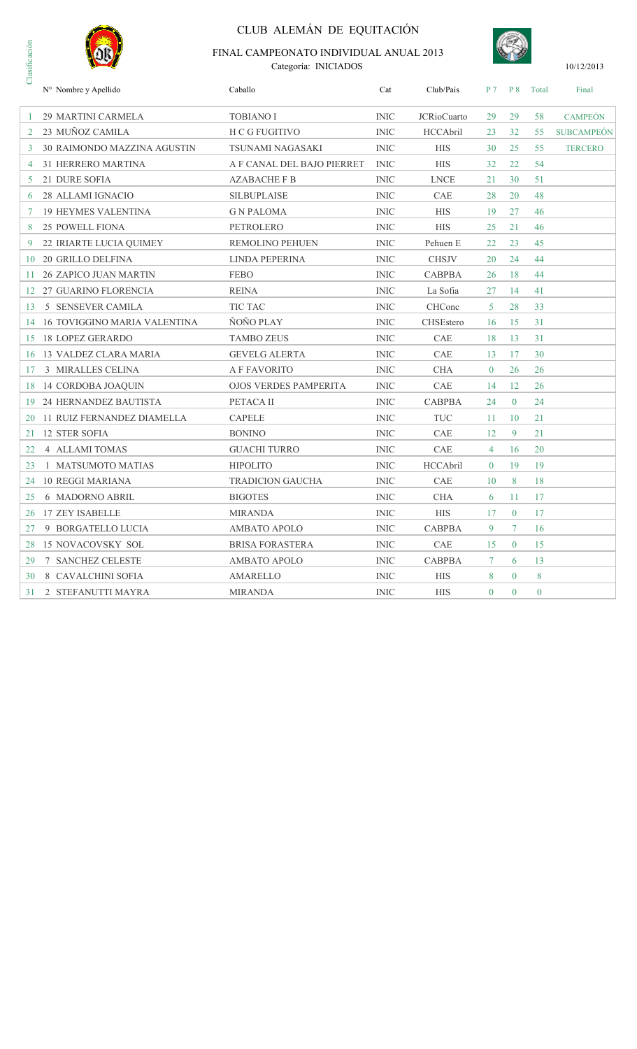# CLUB ALEMÁN DE EQUITACIÓN

## FINAL CAMPEONATO INDIVIDUAL ANUAL 2013

Categoría: INICIADOS

10/12/2013

| Clasificación | N° Nombre y Apellido | Caballo | Cat | Club/País | P 7 | P 8 | Total | Final |
|---|---|---|---|---|---|---|---|---|
| 1 | 29 MARTINI CARMELA | TOBIANO I | INIC | JCRioCuarto | 29 | 29 | 58 | CAMPEÓN |
| 2 | 23 MUÑOZ CAMILA | H C G FUGITIVO | INIC | HCCAbril | 23 | 32 | 55 | SUBCAMPEÓN |
| 3 | 30 RAIMONDO MAZZINA AGUSTIN | TSUNAMI NAGASAKI | INIC | HIS | 30 | 25 | 55 | TERCERO |
| 4 | 31 HERRERO MARTINA | A F CANAL DEL BAJO PIERRET | INIC | HIS | 32 | 22 | 54 | |
| 5 | 21 DURE SOFIA | AZABACHE F B | INIC | LNCE | 21 | 30 | 51 | |
| 6 | 28 ALLAMI IGNACIO | SILBUPLAISE | INIC | CAE | 28 | 20 | 48 | |
| 7 | 19 HEYMES VALENTINA | G N PALOMA | INIC | HIS | 19 | 27 | 46 | |
| 8 | 25 POWELL FIONA | PETROLERO | INIC | HIS | 25 | 21 | 46 | |
| 9 | 22 IRIARTE LUCIA QUIMEY | REMOLINO PEHUEN | INIC | Pehuen E | 22 | 23 | 45 | |
| 10 | 20 GRILLO DELFINA | LINDA PEPERINA | INIC | CHSJV | 20 | 24 | 44 | |
| 11 | 26 ZAPICO JUAN MARTIN | FEBO | INIC | CABPBA | 26 | 18 | 44 | |
| 12 | 27 GUARINO FLORENCIA | REINA | INIC | La Sofia | 27 | 14 | 41 | |
| 13 | 5 SENSEVER CAMILA | TIC TAC | INIC | CHConc | 5 | 28 | 33 | |
| 14 | 16 TOVIGGINO MARIA VALENTINA | ÑOÑO PLAY | INIC | CHSEstero | 16 | 15 | 31 | |
| 15 | 18 LOPEZ GERARDO | TAMBO ZEUS | INIC | CAE | 18 | 13 | 31 | |
| 16 | 13 VALDEZ CLARA MARIA | GEVELG ALERTA | INIC | CAE | 13 | 17 | 30 | |
| 17 | 3 MIRALLES CELINA | A F FAVORITO | INIC | CHA | 0 | 26 | 26 | |
| 18 | 14 CORDOBA JOAQUIN | OJOS VERDES PAMPERITA | INIC | CAE | 14 | 12 | 26 | |
| 19 | 24 HERNANDEZ BAUTISTA | PETACA II | INIC | CABPBA | 24 | 0 | 24 | |
| 20 | 11 RUIZ FERNANDEZ DIAMELLA | CAPELE | INIC | TUC | 11 | 10 | 21 | |
| 21 | 12 STER SOFIA | BONINO | INIC | CAE | 12 | 9 | 21 | |
| 22 | 4 ALLAMI TOMAS | GUACHI TURRO | INIC | CAE | 4 | 16 | 20 | |
| 23 | 1 MATSUMOTO MATIAS | HIPOLITO | INIC | HCCAbril | 0 | 19 | 19 | |
| 24 | 10 REGGI MARIANA | TRADICION GAUCHA | INIC | CAE | 10 | 8 | 18 | |
| 25 | 6 MADORNO ABRIL | BIGOTES | INIC | CHA | 6 | 11 | 17 | |
| 26 | 17 ZEY ISABELLE | MIRANDA | INIC | HIS | 17 | 0 | 17 | |
| 27 | 9 BORGATELLO LUCIA | AMBATO APOLO | INIC | CABPBA | 9 | 7 | 16 | |
| 28 | 15 NOVACOVSKY SOL | BRISA FORASTERA | INIC | CAE | 15 | 0 | 15 | |
| 29 | 7 SANCHEZ CELESTE | AMBATO APOLO | INIC | CABPBA | 7 | 6 | 13 | |
| 30 | 8 CAVALCHINI SOFIA | AMARELLO | INIC | HIS | 8 | 0 | 8 | |
| 31 | 2 STEFANUTTI MAYRA | MIRANDA | INIC | HIS | 0 | 0 | 0 | |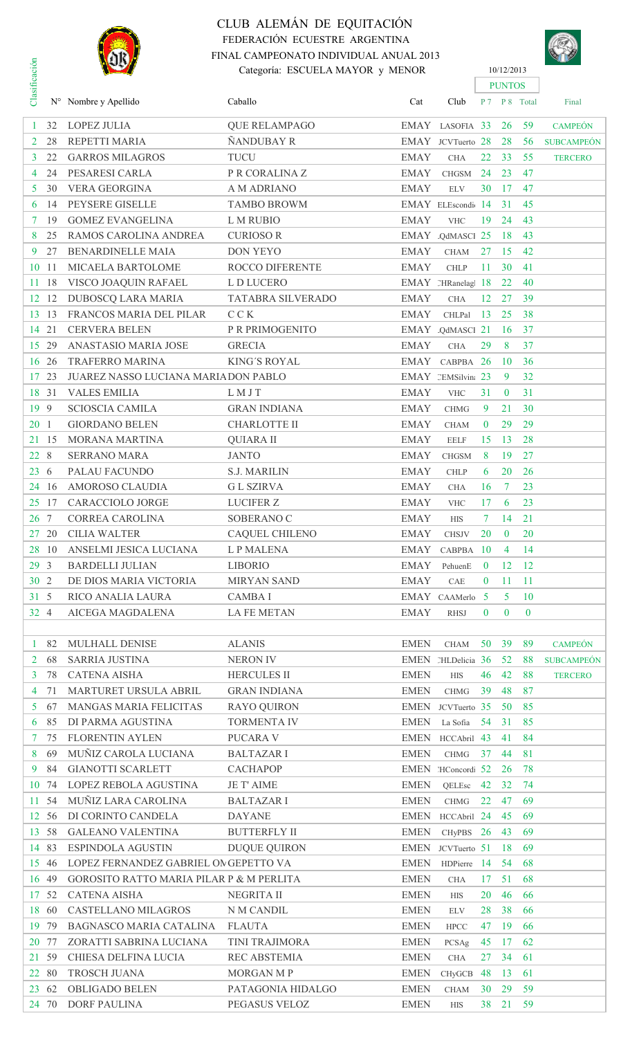# CLUB ALEMÁN DE EQUITACIÓN

FEDERACIÓN ECUESTRE ARGENTINA

FINAL CAMPEONATO INDIVIDUAL ANUAL 2013

Categoría: ESCUELA MAYOR y MENOR

10/12/2013

| Clasificación | N° | Nombre y Apellido | Caballo | Cat | Club | PUNTOS P 7 | P 8 | Total | Final |
|---|---|---|---|---|---|---|---|---|---|
| 1 | 32 | LOPEZ JULIA | QUE RELAMPAGO | EMAY | LASOFIA | 33 | 26 | 59 | CAMPEÓN |
| 2 | 28 | REPETTI MARIA | ÑANDUBAY R | EMAY | JCVTuerto | 28 | 28 | 56 | SUBCAMPEÓN |
| 3 | 22 | GARROS MILAGROS | TUCU | EMAY | CHA | 22 | 33 | 55 | TERCERO |
| 4 | 24 | PESARESI CARLA | P R CORALINA Z | EMAY | CHGSM | 24 | 23 | 47 | |
| 5 | 30 | VERA GEORGINA | A M ADRIANO | EMAY | ELV | 30 | 17 | 47 | |
| 6 | 14 | PEYSERE GISELLE | TAMBO BROWM | EMAY | ELEscondi | 14 | 31 | 45 | |
| 7 | 19 | GOMEZ EVANGELINA | L M RUBIO | EMAY | VHC | 19 | 24 | 43 | |
| 8 | 25 | RAMOS CAROLINA ANDREA | CURIOSO R | EMAY | .QdMASCI | 25 | 18 | 43 | |
| 9 | 27 | BENARDINELLE MAIA | DON YEYO | EMAY | CHAM | 27 | 15 | 42 | |
| 10 | 11 | MICAELA BARTOLOME | ROCCO DIFERENTE | EMAY | CHLP | 11 | 30 | 41 | |
| 11 | 18 | VISCO JOAQUIN RAFAEL | L D LUCERO | EMAY | CHRanelagl | 18 | 22 | 40 | |
| 12 | 12 | DUBOSCQ LARA MARIA | TATABRA SILVERADO | EMAY | CHA | 12 | 27 | 39 | |
| 13 | 13 | FRANCOS MARIA DEL PILAR | C C K | EMAY | CHLPal | 13 | 25 | 38 | |
| 14 | 21 | CERVERA BELEN | P R PRIMOGENITO | EMAY | .QdMASCI | 21 | 16 | 37 | |
| 15 | 29 | ANASTASIO MARIA JOSE | GRECIA | EMAY | CHA | 29 | 8 | 37 | |
| 16 | 26 | TRAFERRO MARINA | KING´S ROYAL | EMAY | CABPBA | 26 | 10 | 36 | |
| 17 | 23 | JUAREZ NASSO LUCIANA MARIA | DON PABLO | EMAY | CEMSilvin | 23 | 9 | 32 | |
| 18 | 31 | VALES EMILIA | L M J T | EMAY | VHC | 31 | 0 | 31 | |
| 19 | 9 | SCIOSCIA CAMILA | GRAN INDIANA | EMAY | CHMG | 9 | 21 | 30 | |
| 20 | 1 | GIORDANO BELEN | CHARLOTTE II | EMAY | CHAM | 0 | 29 | 29 | |
| 21 | 15 | MORANA MARTINA | QUIARA II | EMAY | EELF | 15 | 13 | 28 | |
| 22 | 8 | SERRANO MARA | JANTO | EMAY | CHGSM | 8 | 19 | 27 | |
| 23 | 6 | PALAU FACUNDO | S.J. MARILIN | EMAY | CHLP | 6 | 20 | 26 | |
| 24 | 16 | AMOROSO CLAUDIA | G L SZIRVA | EMAY | CHA | 16 | 7 | 23 | |
| 25 | 17 | CARACCIOLO JORGE | LUCIFER Z | EMAY | VHC | 17 | 6 | 23 | |
| 26 | 7 | CORREA CAROLINA | SOBERANO C | EMAY | HIS | 7 | 14 | 21 | |
| 27 | 20 | CILIA WALTER | CAQUEL CHILENO | EMAY | CHSJV | 20 | 0 | 20 | |
| 28 | 10 | ANSELMI JESICA LUCIANA | L P MALENA | EMAY | CABPBA | 10 | 4 | 14 | |
| 29 | 3 | BARDELLI JULIAN | LIBORIO | EMAY | PehuenE | 0 | 12 | 12 | |
| 30 | 2 | DE DIOS MARIA VICTORIA | MIRYAN SAND | EMAY | CAE | 0 | 11 | 11 | |
| 31 | 5 | RICO ANALIA LAURA | CAMBA I | EMAY | CAAMerlo | 5 | 5 | 10 | |
| 32 | 4 | AICEGA MAGDALENA | LA FE METAN | EMAY | RHSJ | 0 | 0 | 0 | |
| | | | | | | | | | |
| 1 | 82 | MULHALL DENISE | ALANIS | EMEN | CHAM | 50 | 39 | 89 | CAMPEÓN |
| 2 | 68 | SARRIA JUSTINA | NERON IV | EMEN | CHLDelicia | 36 | 52 | 88 | SUBCAMPEÓN |
| 3 | 78 | CATENA AISHA | HERCULES II | EMEN | HIS | 46 | 42 | 88 | TERCERO |
| 4 | 71 | MARTURET URSULA ABRIL | GRAN INDIANA | EMEN | CHMG | 39 | 48 | 87 | |
| 5 | 67 | MANGAS MARIA FELICITAS | RAYO QUIRON | EMEN | JCVTuerto | 35 | 50 | 85 | |
| 6 | 85 | DI PARMA AGUSTINA | TORMENTA IV | EMEN | La Sofia | 54 | 31 | 85 | |
| 7 | 75 | FLORENTIN AYLEN | PUCARA V | EMEN | HCCAbril | 43 | 41 | 84 | |
| 8 | 69 | MUÑIZ CAROLA LUCIANA | BALTAZAR I | EMEN | CHMG | 37 | 44 | 81 | |
| 9 | 84 | GIANOTTI SCARLETT | CACHAPOP | EMEN | CHConcordi | 52 | 26 | 78 | |
| 10 | 74 | LOPEZ REBOLA AGUSTINA | JE T' AIME | EMEN | QELEsc | 42 | 32 | 74 | |
| 11 | 54 | MUÑIZ LARA CAROLINA | BALTAZAR I | EMEN | CHMG | 22 | 47 | 69 | |
| 12 | 56 | DI CORINTO CANDELA | DAYANE | EMEN | HCCAbril | 24 | 45 | 69 | |
| 13 | 58 | GALEANO VALENTINA | BUTTERFLY II | EMEN | CHyPBS | 26 | 43 | 69 | |
| 14 | 83 | ESPINDOLA AGUSTIN | DUQUE QUIRON | EMEN | JCVTuerto | 51 | 18 | 69 | |
| 15 | 46 | LOPEZ FERNANDEZ GABRIEL OV | GEPETTO VA | EMEN | HDPierre | 14 | 54 | 68 | |
| 16 | 49 | GOROSITO RATTO MARIA PILAR | P & M PERLITA | EMEN | CHA | 17 | 51 | 68 | |
| 17 | 52 | CATENA AISHA | NEGRITA II | EMEN | HIS | 20 | 46 | 66 | |
| 18 | 60 | CASTELLANO MILAGROS | N M CANDIL | EMEN | ELV | 28 | 38 | 66 | |
| 19 | 79 | BAGNASCO MARIA CATALINA | FLAUTA | EMEN | HPCC | 47 | 19 | 66 | |
| 20 | 77 | ZORATTI SABRINA LUCIANA | TINI TRAJIMORA | EMEN | PCSAg | 45 | 17 | 62 | |
| 21 | 59 | CHIESA DELFINA LUCIA | REC ABSTEMIA | EMEN | CHA | 27 | 34 | 61 | |
| 22 | 80 | TROSCH JUANA | MORGAN M P | EMEN | CHyGCB | 48 | 13 | 61 | |
| 23 | 62 | OBLIGADO BELEN | PATAGONIA HIDALGO | EMEN | CHAM | 30 | 29 | 59 | |
| 24 | 70 | DORF PAULINA | PEGASUS VELOZ | EMEN | HIS | 38 | 21 | 59 | |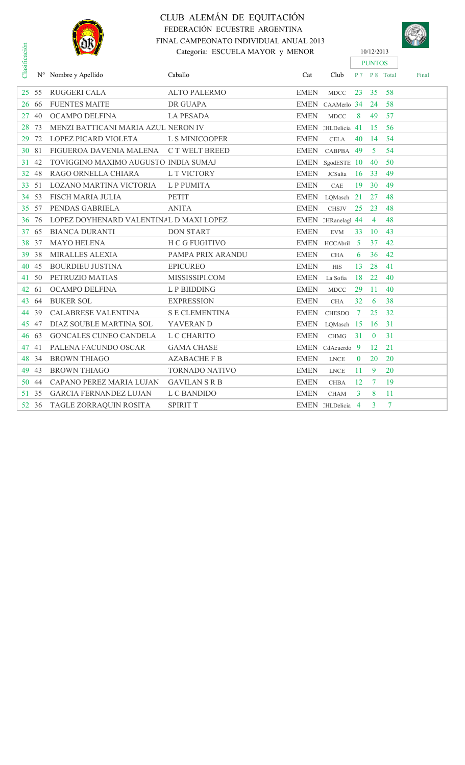# CLUB ALEMÁN DE EQUITACIÓN

FEDERACIÓN ECUESTRE ARGENTINA

FINAL CAMPEONATO INDIVIDUAL ANUAL 2013

Categoría: ESCUELA MAYOR y MENOR

10/12/2013

| Clasificación | N° | Nombre y Apellido | Caballo | Cat | Club | PUNTOS P 7 | P 8 | Total | Final |
|---|---|---|---|---|---|---|---|---|---|
| 25 | 55 | RUGGERI CALA | ALTO PALERMO | EMEN | MDCC | 23 | 35 | 58 | |
| 26 | 66 | FUENTES MAITE | DR GUAPA | EMEN | CAAMerlo | 34 | 24 | 58 | |
| 27 | 40 | OCAMPO DELFINA | LA PESADA | EMEN | MDCC | 8 | 49 | 57 | |
| 28 | 73 | MENZI BATTICANI MARIA AZUL | NERON IV | EMEN | CHLDelicia | 41 | 15 | 56 | |
| 29 | 72 | LOPEZ PICARD VIOLETA | L S MINICOOPER | EMEN | CELA | 40 | 14 | 54 | |
| 30 | 81 | FIGUEROA DAVENIA MALENA | C T WELT BREED | EMEN | CABPBA | 49 | 5 | 54 | |
| 31 | 42 | TOVIGGINO MAXIMO AUGUSTO | INDIA SUMAJ | EMEN | SgodESTE | 10 | 40 | 50 | |
| 32 | 48 | RAGO ORNELLA CHIARA | L T VICTORY | EMEN | JCSalta | 16 | 33 | 49 | |
| 33 | 51 | LOZANO MARTINA VICTORIA | L P PUMITA | EMEN | CAE | 19 | 30 | 49 | |
| 34 | 53 | FISCH MARIA JULIA | PETIT | EMEN | LQMasch | 21 | 27 | 48 | |
| 35 | 57 | PENDAS GABRIELA | ANITA | EMEN | CHSJV | 25 | 23 | 48 | |
| 36 | 76 | LOPEZ DOYHENARD VALENTINA | L D MAXI LOPEZ | EMEN | CHRanelagh | 44 | 4 | 48 | |
| 37 | 65 | BIANCA DURANTI | DON START | EMEN | EVM | 33 | 10 | 43 | |
| 38 | 37 | MAYO HELENA | H C G FUGITIVO | EMEN | HCCAbril | 5 | 37 | 42 | |
| 39 | 38 | MIRALLES ALEXIA | PAMPA PRIX ARANDU | EMEN | CHA | 6 | 36 | 42 | |
| 40 | 45 | BOURDIEU JUSTINA | EPICUREO | EMEN | HIS | 13 | 28 | 41 | |
| 41 | 50 | PETRUZIO MATIAS | MISSISSIPI.COM | EMEN | La Sofia | 18 | 22 | 40 | |
| 42 | 61 | OCAMPO DELFINA | L P BIIDDING | EMEN | MDCC | 29 | 11 | 40 | |
| 43 | 64 | BUKER SOL | EXPRESSION | EMEN | CHA | 32 | 6 | 38 | |
| 44 | 39 | CALABRESE VALENTINA | S E CLEMENTINA | EMEN | CHESDO | 7 | 25 | 32 | |
| 45 | 47 | DIAZ SOUBLE MARTINA SOL | YAVERAN D | EMEN | LQMasch | 15 | 16 | 31 | |
| 46 | 63 | GONCALES CUNEO CANDELA | L C CHARITO | EMEN | CHMG | 31 | 0 | 31 | |
| 47 | 41 | PALENA FACUNDO OSCAR | GAMA CHASE | EMEN | CdAcuerdo | 9 | 12 | 21 | |
| 48 | 34 | BROWN THIAGO | AZABACHE F B | EMEN | LNCE | 0 | 20 | 20 | |
| 49 | 43 | BROWN THIAGO | TORNADO NATIVO | EMEN | LNCE | 11 | 9 | 20 | |
| 50 | 44 | CAPANO PEREZ MARIA LUJAN | GAVILAN S R B | EMEN | CHBA | 12 | 7 | 19 | |
| 51 | 35 | GARCIA FERNANDEZ LUJAN | L C BANDIDO | EMEN | CHAM | 3 | 8 | 11 | |
| 52 | 36 | TAGLE ZORRAQUIN ROSITA | SPIRIT T | EMEN | CHLDelicia | 4 | 3 | 7 | |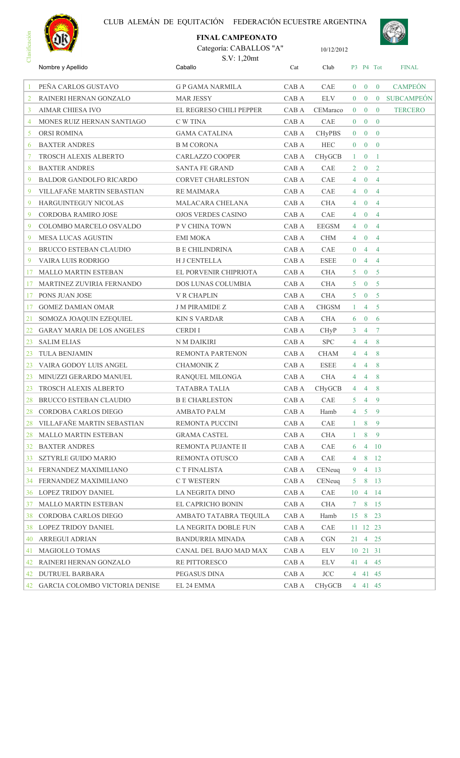CLUB ALEMÁN DE EQUITACIÓN FEDERACIÓN ECUESTRE ARGENTINA

**FINAL CAMPEONATO**

Categoría: CABALLOS "A"

10/12/2012

S.V: 1,20mt

| Clasificación | Nombre y Apellido | Caballo | Cat | Club | P3 | P4 | Tot | FINAL |
|---|---|---|---|---|---|---|---|---|
| 1 | PEÑA CARLOS GUSTAVO | G P GAMA NARMILA | CAB A | CAE | 0 | 0 | 0 | CAMPEÓN |
| 2 | RAINERI HERNAN GONZALO | MAR JESSY | CAB A | ELV | 0 | 0 | 0 | SUBCAMPEÓN |
| 3 | AIMAR CHIESA IVO | EL REGRESO CHILI PEPPER | CAB A | CEMaraco | 0 | 0 | 0 | TERCERO |
| 4 | MONES RUIZ HERNAN SANTIAGO | C W TINA | CAB A | CAE | 0 | 0 | 0 | |
| 5 | ORSI ROMINA | GAMA CATALINA | CAB A | CHyPBS | 0 | 0 | 0 | |
| 6 | BAXTER ANDRES | B M CORONA | CAB A | HEC | 0 | 0 | 0 | |
| 7 | TROSCH ALEXIS ALBERTO | CARLAZZO COOPER | CAB A | CHyGCB | 1 | 0 | 1 | |
| 8 | BAXTER ANDRES | SANTA FE GRAND | CAB A | CAE | 2 | 0 | 2 | |
| 9 | BALDOR GANDOLFO RICARDO | CORVET CHARLESTON | CAB A | CAE | 4 | 0 | 4 | |
| 9 | VILLAFAÑE MARTIN SEBASTIAN | RE MAIMARA | CAB A | CAE | 4 | 0 | 4 | |
| 9 | HARGUINTEGUY NICOLAS | MALACARA CHELANA | CAB A | CHA | 4 | 0 | 4 | |
| 9 | CORDOBA RAMIRO JOSE | OJOS VERDES CASINO | CAB A | CAE | 4 | 0 | 4 | |
| 9 | COLOMBO MARCELO OSVALDO | P V CHINA TOWN | CAB A | EEGSM | 4 | 0 | 4 | |
| 9 | MESA LUCAS AGUSTIN | EMI MOKA | CAB A | CHM | 4 | 0 | 4 | |
| 9 | BRUCCO ESTEBAN CLAUDIO | B E CHILINDRINA | CAB A | CAE | 0 | 4 | 4 | |
| 9 | VAIRA LUIS RODRIGO | H J CENTELLA | CAB A | ESEE | 0 | 4 | 4 | |
| 17 | MALLO MARTIN ESTEBAN | EL PORVENIR CHIPRIOTA | CAB A | CHA | 5 | 0 | 5 | |
| 17 | MARTINEZ ZUVIRIA FERNANDO | DOS LUNAS COLUMBIA | CAB A | CHA | 5 | 0 | 5 | |
| 17 | PONS JUAN JOSE | V R CHAPLIN | CAB A | CHA | 5 | 0 | 5 | |
| 17 | GOMEZ DAMIAN OMAR | J M PIRAMIDE Z | CAB A | CHGSM | 1 | 4 | 5 | |
| 21 | SOMOZA JOAQUIN EZEQUIEL | KIN S VARDAR | CAB A | CHA | 6 | 0 | 6 | |
| 22 | GARAY MARIA DE LOS ANGELES | CERDI I | CAB A | CHyP | 3 | 4 | 7 | |
| 23 | SALIM ELIAS | N M DAIKIRI | CAB A | SPC | 4 | 4 | 8 | |
| 23 | TULA BENJAMIN | REMONTA PARTENON | CAB A | CHAM | 4 | 4 | 8 | |
| 23 | VAIRA GODOY LUIS ANGEL | CHAMONIK Z | CAB A | ESEE | 4 | 4 | 8 | |
| 23 | MINUZZI GERARDO MANUEL | RANQUEL MILONGA | CAB A | CHA | 4 | 4 | 8 | |
| 23 | TROSCH ALEXIS ALBERTO | TATABRA TALIA | CAB A | CHyGCB | 4 | 4 | 8 | |
| 28 | BRUCCO ESTEBAN CLAUDIO | B E CHARLESTON | CAB A | CAE | 5 | 4 | 9 | |
| 28 | CORDOBA CARLOS DIEGO | AMBATO PALM | CAB A | Hamb | 4 | 5 | 9 | |
| 28 | VILLAFAÑE MARTIN SEBASTIAN | REMONTA PUCCINI | CAB A | CAE | 1 | 8 | 9 | |
| 28 | MALLO MARTIN ESTEBAN | GRAMA CASTEL | CAB A | CHA | 1 | 8 | 9 | |
| 32 | BAXTER ANDRES | REMONTA PUJANTE II | CAB A | CAE | 6 | 4 | 10 | |
| 33 | SZTYRLE GUIDO MARIO | REMONTA OTUSCO | CAB A | CAE | 4 | 8 | 12 | |
| 34 | FERNANDEZ MAXIMILIANO | C T FINALISTA | CAB A | CENeuq | 9 | 4 | 13 | |
| 34 | FERNANDEZ MAXIMILIANO | C T WESTERN | CAB A | CENeuq | 5 | 8 | 13 | |
| 36 | LOPEZ TRIDOY DANIEL | LA NEGRITA DINO | CAB A | CAE | 10 | 4 | 14 | |
| 37 | MALLO MARTIN ESTEBAN | EL CAPRICHO BONIN | CAB A | CHA | 7 | 8 | 15 | |
| 38 | CORDOBA CARLOS DIEGO | AMBATO TATABRA TEQUILA | CAB A | Hamb | 15 | 8 | 23 | |
| 38 | LOPEZ TRIDOY DANIEL | LA NEGRITA DOBLE FUN | CAB A | CAE | 11 | 12 | 23 | |
| 40 | ARREGUI ADRIAN | BANDURRIA MINADA | CAB A | CGN | 21 | 4 | 25 | |
| 41 | MAGIOLLO TOMAS | CANAL DEL BAJO MAD MAX | CAB A | ELV | 10 | 21 | 31 | |
| 42 | RAINERI HERNAN GONZALO | RE PITTORESCO | CAB A | ELV | 41 | 4 | 45 | |
| 42 | DUTRUEL BARBARA | PEGASUS DINA | CAB A | JCC | 4 | 41 | 45 | |
| 42 | GARCIA COLOMBO VICTORIA DENISE | EL 24 EMMA | CAB A | CHyGCB | 4 | 41 | 45 | |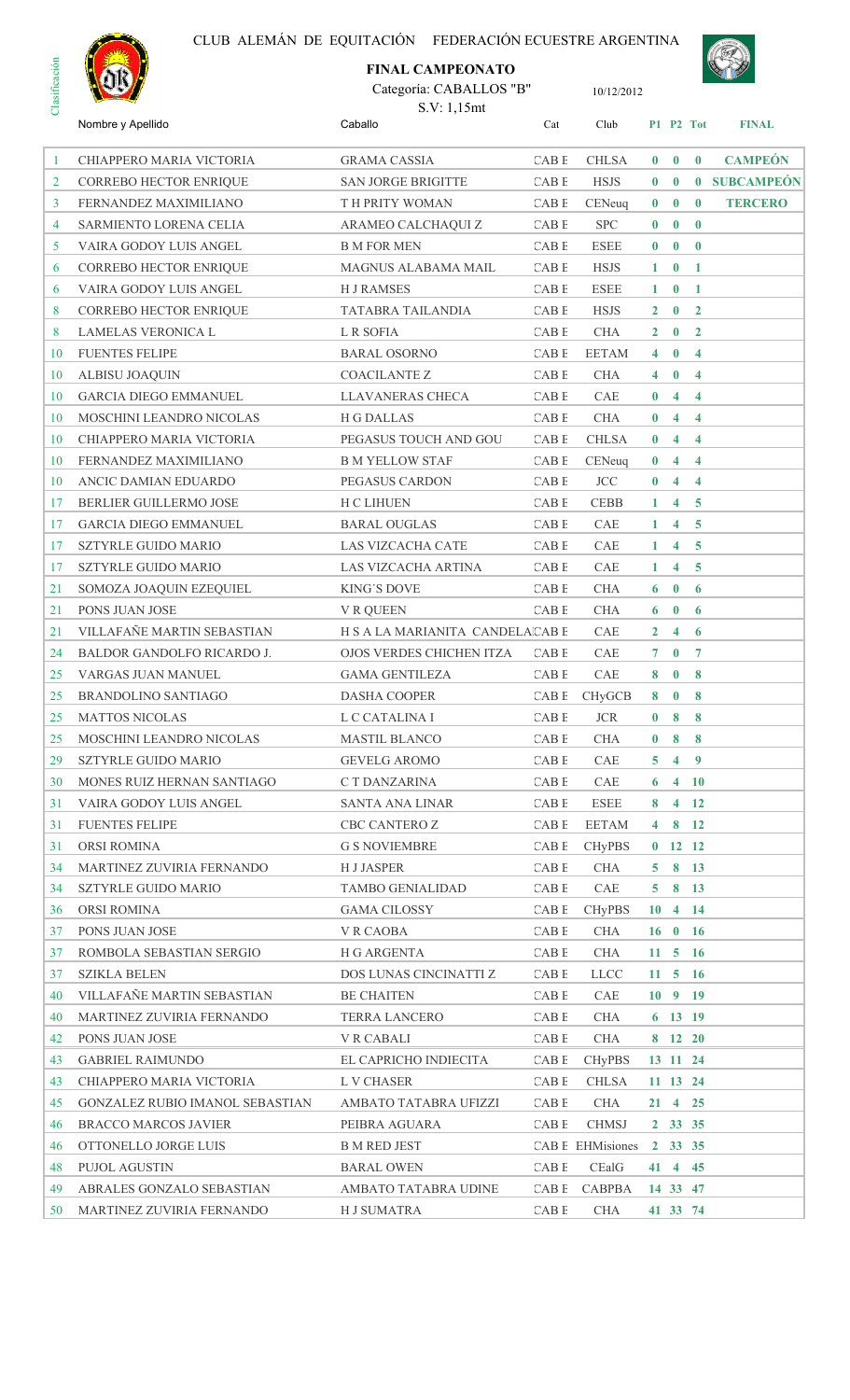CLUB ALEMÁN DE EQUITACIÓN FEDERACIÓN ECUESTRE ARGENTINA

**FINAL CAMPEONATO**

Categoría: CABALLOS "B" 10/12/2012

S.V: 1,15mt

| Clasificación | Nombre y Apellido | Caballo | Cat | Club | P1 | P2 | Tot | FINAL |
|---|---|---|---|---|---|---|---|---|
| 1 | CHIAPPERO MARIA VICTORIA | GRAMA CASSIA | CAB E | CHLSA | 0 | 0 | 0 | CAMPEÓN |
| 2 | CORREBO HECTOR ENRIQUE | SAN JORGE BRIGITTE | CAB E | HSJS | 0 | 0 | 0 | SUBCAMPEÓN |
| 3 | FERNANDEZ MAXIMILIANO | T H PRITY WOMAN | CAB E | CENeuq | 0 | 0 | 0 | TERCERO |
| 4 | SARMIENTO LORENA CELIA | ARAMEO CALCHAQUI Z | CAB E | SPC | 0 | 0 | 0 | |
| 5 | VAIRA GODOY LUIS ANGEL | B M FOR MEN | CAB E | ESEE | 0 | 0 | 0 | |
| 6 | CORREBO HECTOR ENRIQUE | MAGNUS ALABAMA MAIL | CAB E | HSJS | 1 | 0 | 1 | |
| 6 | VAIRA GODOY LUIS ANGEL | H J RAMSES | CAB E | ESEE | 1 | 0 | 1 | |
| 8 | CORREBO HECTOR ENRIQUE | TATABRA TAILANDIA | CAB E | HSJS | 2 | 0 | 2 | |
| 8 | LAMELAS VERONICA L | L R SOFIA | CAB E | CHA | 2 | 0 | 2 | |
| 10 | FUENTES FELIPE | BARAL OSORNO | CAB E | EETAM | 4 | 0 | 4 | |
| 10 | ALBISU JOAQUIN | COACILANTE Z | CAB E | CHA | 4 | 0 | 4 | |
| 10 | GARCIA DIEGO EMMANUEL | LLAVANERAS CHECA | CAB E | CAE | 0 | 4 | 4 | |
| 10 | MOSCHINI LEANDRO NICOLAS | H G DALLAS | CAB E | CHA | 0 | 4 | 4 | |
| 10 | CHIAPPERO MARIA VICTORIA | PEGASUS TOUCH AND GOU | CAB E | CHLSA | 0 | 4 | 4 | |
| 10 | FERNANDEZ MAXIMILIANO | B M YELLOW STAF | CAB E | CENeuq | 0 | 4 | 4 | |
| 10 | ANCIC DAMIAN EDUARDO | PEGASUS CARDON | CAB E | JCC | 0 | 4 | 4 | |
| 17 | BERLIER GUILLERMO JOSE | H C LIHUEN | CAB E | CEBB | 1 | 4 | 5 | |
| 17 | GARCIA DIEGO EMMANUEL | BARAL OUGLAS | CAB E | CAE | 1 | 4 | 5 | |
| 17 | SZTYRLE GUIDO MARIO | LAS VIZCACHA CATE | CAB E | CAE | 1 | 4 | 5 | |
| 17 | SZTYRLE GUIDO MARIO | LAS VIZCACHA ARTINA | CAB E | CAE | 1 | 4 | 5 | |
| 21 | SOMOZA JOAQUIN EZEQUIEL | KING´S DOVE | CAB E | CHA | 6 | 0 | 6 | |
| 21 | PONS JUAN JOSE | V R QUEEN | CAB E | CHA | 6 | 0 | 6 | |
| 21 | VILLAFAÑE MARTIN SEBASTIAN | H S A LA MARIANITA CANDELA | CAB E | CAE | 2 | 4 | 6 | |
| 24 | BALDOR GANDOLFO RICARDO J. | OJOS VERDES CHICHEN ITZA | CAB E | CAE | 7 | 0 | 7 | |
| 25 | VARGAS JUAN MANUEL | GAMA GENTILEZA | CAB E | CAE | 8 | 0 | 8 | |
| 25 | BRANDOLINO SANTIAGO | DASHA COOPER | CAB E | CHyGCB | 8 | 0 | 8 | |
| 25 | MATTOS NICOLAS | L C CATALINA I | CAB E | JCR | 0 | 8 | 8 | |
| 25 | MOSCHINI LEANDRO NICOLAS | MASTIL BLANCO | CAB E | CHA | 0 | 8 | 8 | |
| 29 | SZTYRLE GUIDO MARIO | GEVELG AROMO | CAB E | CAE | 5 | 4 | 9 | |
| 30 | MONES RUIZ HERNAN SANTIAGO | C T DANZARINA | CAB E | CAE | 6 | 4 | 10 | |
| 31 | VAIRA GODOY LUIS ANGEL | SANTA ANA LINAR | CAB E | ESEE | 8 | 4 | 12 | |
| 31 | FUENTES FELIPE | CBC CANTERO Z | CAB E | EETAM | 4 | 8 | 12 | |
| 31 | ORSI ROMINA | G S NOVIEMBRE | CAB E | CHyPBS | 0 | 12 | 12 | |
| 34 | MARTINEZ ZUVIRIA FERNANDO | H J JASPER | CAB E | CHA | 5 | 8 | 13 | |
| 34 | SZTYRLE GUIDO MARIO | TAMBO GENIALIDAD | CAB E | CAE | 5 | 8 | 13 | |
| 36 | ORSI ROMINA | GAMA CILOSSY | CAB E | CHyPBS | 10 | 4 | 14 | |
| 37 | PONS JUAN JOSE | V R CAOBA | CAB E | CHA | 16 | 0 | 16 | |
| 37 | ROMBOLA SEBASTIAN SERGIO | H G ARGENTA | CAB E | CHA | 11 | 5 | 16 | |
| 37 | SZIKLA BELEN | DOS LUNAS CINCINATTI Z | CAB E | LLCC | 11 | 5 | 16 | |
| 40 | VILLAFAÑE MARTIN SEBASTIAN | BE CHAITEN | CAB E | CAE | 10 | 9 | 19 | |
| 40 | MARTINEZ ZUVIRIA FERNANDO | TERRA LANCERO | CAB E | CHA | 6 | 13 | 19 | |
| 42 | PONS JUAN JOSE | V R CABALI | CAB E | CHA | 8 | 12 | 20 | |
| 43 | GABRIEL RAIMUNDO | EL CAPRICHO INDIECITA | CAB E | CHyPBS | 13 | 11 | 24 | |
| 43 | CHIAPPERO MARIA VICTORIA | L V CHASER | CAB E | CHLSA | 11 | 13 | 24 | |
| 45 | GONZALEZ RUBIO IMANOL SEBASTIAN | AMBATO TATABRA UFIZZI | CAB E | CHA | 21 | 4 | 25 | |
| 46 | BRACCO MARCOS JAVIER | PEIBRA AGUARA | CAB E | CHMSJ | 2 | 33 | 35 | |
| 46 | OTTONELLO JORGE LUIS | B M RED JEST | CAB E | EHMisiones | 2 | 33 | 35 | |
| 48 | PUJOL AGUSTIN | BARAL OWEN | CAB E | CEalG | 41 | 4 | 45 | |
| 49 | ABRALES GONZALO SEBASTIAN | AMBATO TATABRA UDINE | CAB E | CABPBA | 14 | 33 | 47 | |
| 50 | MARTINEZ ZUVIRIA FERNANDO | H J SUMATRA | CAB E | CHA | 41 | 33 | 74 | |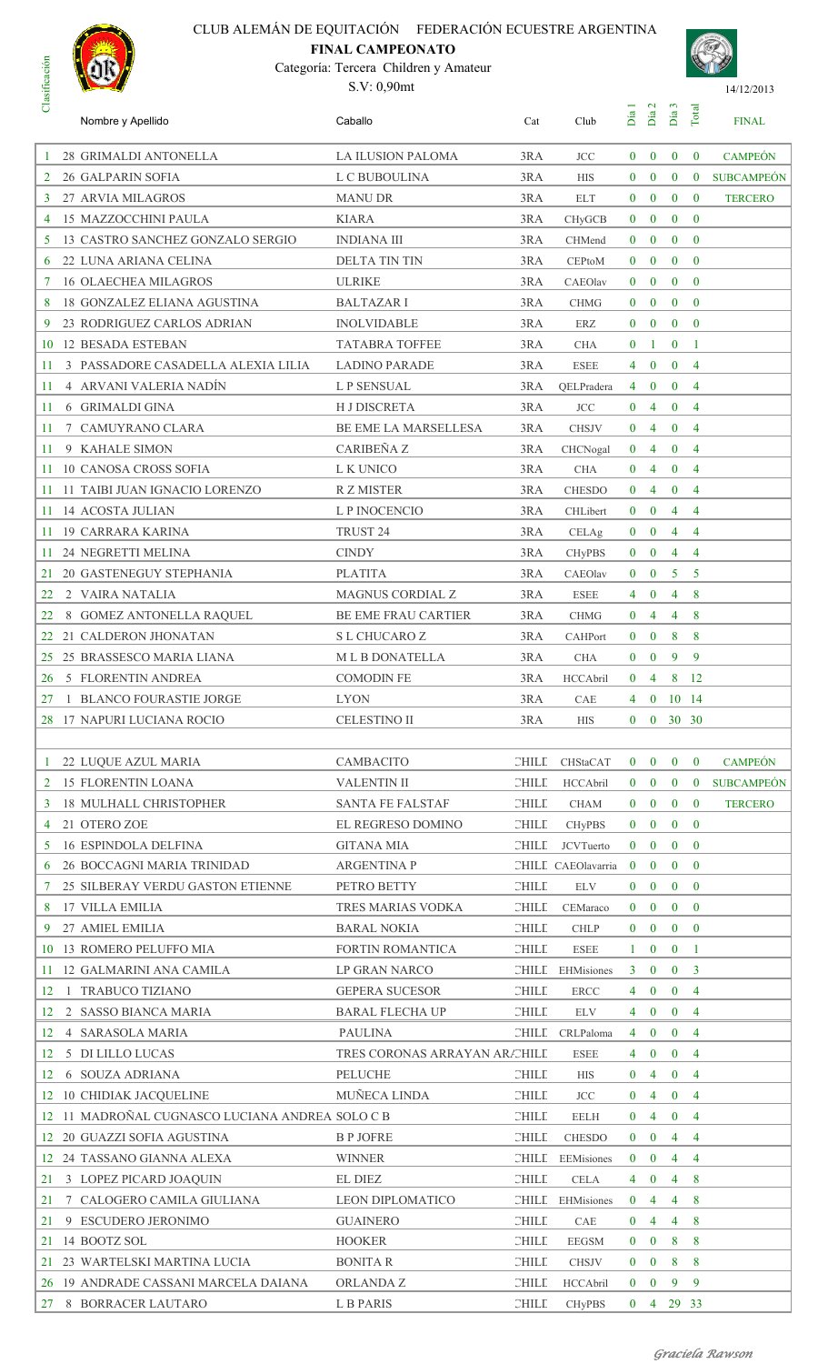CLUB ALEMÁN DE EQUITACIÓN    FEDERACIÓN ECUESTRE ARGENTINA

**FINAL CAMPEONATO**

Categoría: Tercera Children y Amateur

S.V: 0,90mt

14/12/2013

| Clasificación | Nombre y Apellido | Caballo | Cat | Club | Dia 1 | Dia 2 | Dia 3 | Total | FINAL |
|---|---|---|---|---|---|---|---|---|---|
| 1 | 28 GRIMALDI ANTONELLA | LA ILUSION PALOMA | 3RA | JCC | 0 | 0 | 0 | 0 | CAMPEÓN |
| 2 | 26 GALPARIN SOFIA | L C BUBOULINA | 3RA | HIS | 0 | 0 | 0 | 0 | SUBCAMPEÓN |
| 3 | 27 ARVIA MILAGROS | MANU DR | 3RA | ELT | 0 | 0 | 0 | 0 | TERCERO |
| 4 | 15 MAZZOCCHINI PAULA | KIARA | 3RA | CHyGCB | 0 | 0 | 0 | 0 | |
| 5 | 13 CASTRO SANCHEZ GONZALO SERGIO | INDIANA III | 3RA | CHMend | 0 | 0 | 0 | 0 | |
| 6 | 22 LUNA ARIANA CELINA | DELTA TIN TIN | 3RA | CEPtoM | 0 | 0 | 0 | 0 | |
| 7 | 16 OLAECHEA MILAGROS | ULRIKE | 3RA | CAEOlav | 0 | 0 | 0 | 0 | |
| 8 | 18 GONZALEZ ELIANA AGUSTINA | BALTAZAR I | 3RA | CHMG | 0 | 0 | 0 | 0 | |
| 9 | 23 RODRIGUEZ CARLOS ADRIAN | INOLVIDABLE | 3RA | ERZ | 0 | 0 | 0 | 0 | |
| 10 | 12 BESADA ESTEBAN | TATABRA TOFFEE | 3RA | CHA | 0 | 1 | 0 | 1 | |
| 11 | 3 PASSADORE CASADELLA ALEXIA LILIA | LADINO PARADE | 3RA | ESEE | 4 | 0 | 0 | 4 | |
| 11 | 4 ARVANI VALERIA NADÍN | L P SENSUAL | 3RA | QELPradera | 4 | 0 | 0 | 4 | |
| 11 | 6 GRIMALDI GINA | H J DISCRETA | 3RA | JCC | 0 | 4 | 0 | 4 | |
| 11 | 7 CAMUYRANO CLARA | BE EME LA MARSELLESA | 3RA | CHSJV | 0 | 4 | 0 | 4 | |
| 11 | 9 KAHALE SIMON | CARIBEÑA Z | 3RA | CHCNogal | 0 | 4 | 0 | 4 | |
| 11 | 10 CANOSA CROSS SOFIA | L K UNICO | 3RA | CHA | 0 | 4 | 0 | 4 | |
| 11 | 11 TAIBI JUAN IGNACIO LORENZO | R Z MISTER | 3RA | CHESDO | 0 | 4 | 0 | 4 | |
| 11 | 14 ACOSTA JULIAN | L P INOCENCIO | 3RA | CHLibert | 0 | 0 | 4 | 4 | |
| 11 | 19 CARRARA KARINA | TRUST 24 | 3RA | CELAg | 0 | 0 | 4 | 4 | |
| 11 | 24 NEGRETTI MELINA | CINDY | 3RA | CHyPBS | 0 | 0 | 4 | 4 | |
| 21 | 20 GASTENEGUY STEPHANIA | PLATITA | 3RA | CAEOlav | 0 | 0 | 5 | 5 | |
| 22 | 2 VAIRA NATALIA | MAGNUS CORDIAL Z | 3RA | ESEE | 4 | 0 | 4 | 8 | |
| 22 | 8 GOMEZ ANTONELLA RAQUEL | BE EME FRAU CARTIER | 3RA | CHMG | 0 | 4 | 4 | 8 | |
| 22 | 21 CALDERON JHONATAN | S L CHUCARO Z | 3RA | CAHPort | 0 | 0 | 8 | 8 | |
| 25 | 25 BRASSESCO MARIA LIANA | M L B DONATELLA | 3RA | CHA | 0 | 0 | 9 | 9 | |
| 26 | 5 FLORENTIN ANDREA | COMODIN FE | 3RA | HCCAbril | 0 | 4 | 8 | 12 | |
| 27 | 1 BLANCO FOURASTIE JORGE | LYON | 3RA | CAE | 4 | 0 | 10 | 14 | |
| 28 | 17 NAPURI LUCIANA ROCIO | CELESTINO II | 3RA | HIS | 0 | 0 | 30 | 30 | |
| | | | | | | | | | |
| 1 | 22 LUQUE AZUL MARIA | CAMBACITO | CHILD | CHStaCAT | 0 | 0 | 0 | 0 | CAMPEÓN |
| 2 | 15 FLORENTIN LOANA | VALENTIN II | CHILD | HCCAbril | 0 | 0 | 0 | 0 | SUBCAMPEÓN |
| 3 | 18 MULHALL CHRISTOPHER | SANTA FE FALSTAF | CHILD | CHAM | 0 | 0 | 0 | 0 | TERCERO |
| 4 | 21 OTERO ZOE | EL REGRESO DOMINO | CHILD | CHyPBS | 0 | 0 | 0 | 0 | |
| 5 | 16 ESPINDOLA DELFINA | GITANA MIA | CHILD | JCVTuerto | 0 | 0 | 0 | 0 | |
| 6 | 26 BOCCAGNI MARIA TRINIDAD | ARGENTINA P | CHILD | CAEOlavarria | 0 | 0 | 0 | 0 | |
| 7 | 25 SILBERAY VERDU GASTON ETIENNE | PETRO BETTY | CHILD | ELV | 0 | 0 | 0 | 0 | |
| 8 | 17 VILLA EMILIA | TRES MARIAS VODKA | CHILD | CEMaraco | 0 | 0 | 0 | 0 | |
| 9 | 27 AMIEL EMILIA | BARAL NOKIA | CHILD | CHLP | 0 | 0 | 0 | 0 | |
| 10 | 13 ROMERO PELUFFO MIA | FORTIN ROMANTICA | CHILD | ESEE | 1 | 0 | 0 | 1 | |
| 11 | 12 GALMARINI ANA CAMILA | LP GRAN NARCO | CHILD | EHMisiones | 3 | 0 | 0 | 3 | |
| 12 | 1 TRABUCO TIZIANO | GEPERA SUCESOR | CHILD | ERCC | 4 | 0 | 0 | 4 | |
| 12 | 2 SASSO BIANCA MARIA | BARAL FLECHA UP | CHILD | ELV | 4 | 0 | 0 | 4 | |
| 12 | 4 SARASOLA MARIA | PAULINA | CHILD | CRLPaloma | 4 | 0 | 0 | 4 | |
| 12 | 5 DI LILLO LUCAS | TRES CORONAS ARRAYAN AR/ | CHILD | ESEE | 4 | 0 | 0 | 4 | |
| 12 | 6 SOUZA ADRIANA | PELUCHE | CHILD | HIS | 0 | 4 | 0 | 4 | |
| 12 | 10 CHIDIAK JACQUELINE | MUÑECA LINDA | CHILD | JCC | 0 | 4 | 0 | 4 | |
| 12 | 11 MADROÑAL CUGNASCO LUCIANA ANDREA | SOLO C B | CHILD | EELH | 0 | 4 | 0 | 4 | |
| 12 | 20 GUAZZI SOFIA AGUSTINA | B P JOFRE | CHILD | CHESDO | 0 | 0 | 4 | 4 | |
| 12 | 24 TASSANO GIANNA ALEXA | WINNER | CHILD | EEMisiones | 0 | 0 | 4 | 4 | |
| 21 | 3 LOPEZ PICARD JOAQUIN | EL DIEZ | CHILD | CELA | 4 | 0 | 4 | 8 | |
| 21 | 7 CALOGERO CAMILA GIULIANA | LEON DIPLOMATICO | CHILD | EHMisiones | 0 | 4 | 4 | 8 | |
| 21 | 9 ESCUDERO JERONIMO | GUAINERO | CHILD | CAE | 0 | 4 | 4 | 8 | |
| 21 | 14 BOOTZ SOL | HOOKER | CHILD | EEGSM | 0 | 0 | 8 | 8 | |
| 21 | 23 WARTELSKI MARTINA LUCIA | BONITA R | CHILD | CHSJV | 0 | 0 | 8 | 8 | |
| 26 | 19 ANDRADE CASSANI MARCELA DAIANA | ORLANDA Z | CHILD | HCCAbril | 0 | 0 | 9 | 9 | |
| 27 | 8 BORRACER LAUTARO | L B PARIS | CHILD | CHyPBS | 0 | 4 | 29 | 33 | |

*Graciela Rawson*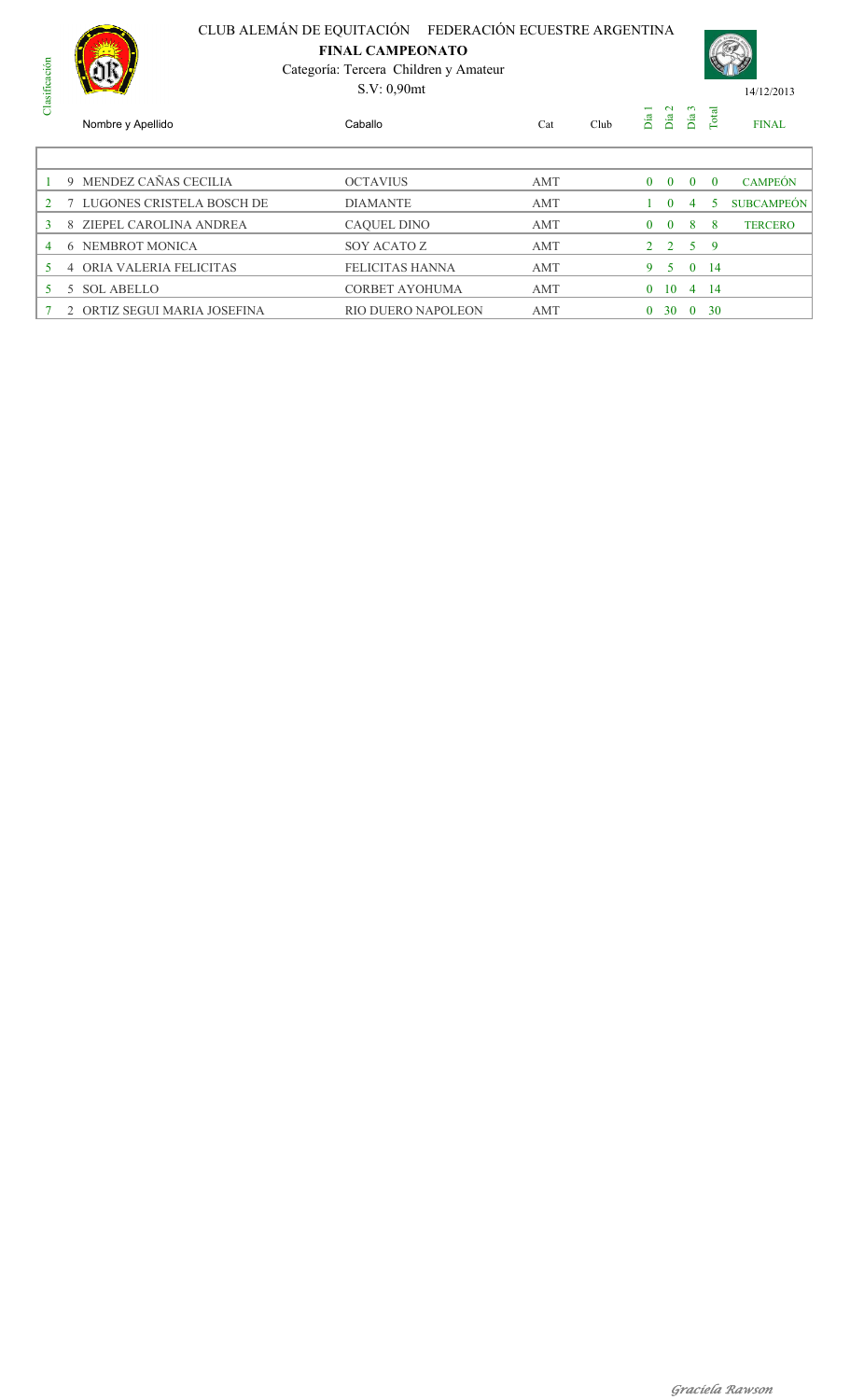CLUB ALEMÁN DE EQUITACIÓN FEDERACIÓN ECUESTRE ARGENTINA

**FINAL CAMPEONATO**

Categoría: Tercera Children y Amateur

S.V: 0,90mt

14/12/2013

| Clasificación | | Nombre y Apellido | Caballo | Cat | Club | Dia 1 | Dia 2 | Dia 3 | Total | FINAL |
|---|---|---|---|---|---|---|---|---|---|---|
| 1 | 9 | MENDEZ CAÑAS CECILIA | OCTAVIUS | AMT | | 0 | 0 | 0 | 0 | CAMPEÓN |
| 2 | 7 | LUGONES CRISTELA BOSCH DE | DIAMANTE | AMT | | 1 | 0 | 4 | 5 | SUBCAMPEÓN |
| 3 | 8 | ZIEPEL CAROLINA ANDREA | CAQUEL DINO | AMT | | 0 | 0 | 8 | 8 | TERCERO |
| 4 | 6 | NEMBROT MONICA | SOY ACATO Z | AMT | | 2 | 2 | 5 | 9 | |
| 5 | 4 | ORIA VALERIA FELICITAS | FELICITAS HANNA | AMT | | 9 | 5 | 0 | 14 | |
| 5 | 5 | SOL ABELLO | CORBET AYOHUMA | AMT | | 0 | 10 | 4 | 14 | |
| 7 | 2 | ORTIZ SEGUI MARIA JOSEFINA | RIO DUERO NAPOLEON | AMT | | 0 | 30 | 0 | 30 | |

*Graciela Rawson*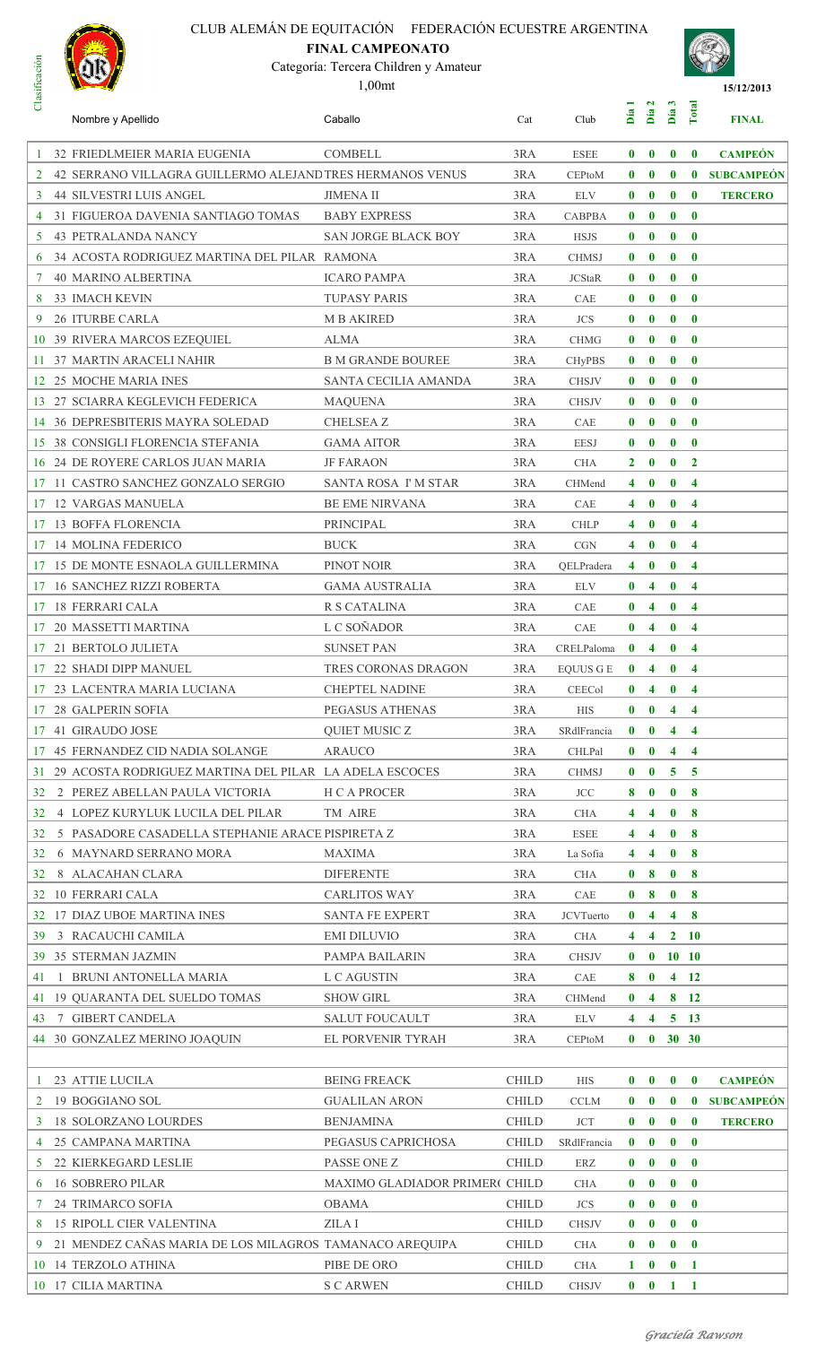CLUB ALEMÁN DE EQUITACIÓN FEDERACIÓN ECUESTRE ARGENTINA

**FINAL CAMPEONATO**

Categoría: Tercera Children y Amateur

1,00mt

15/12/2013

| Clasificación | Nombre y Apellido | Caballo | Cat | Club | Día 1 | Día 2 | Día 3 | Total | FINAL |
|---|---|---|---|---|---|---|---|---|---|
| 1 | 32 FRIEDLMEIER MARIA EUGENIA | COMBELL | 3RA | ESEE | 0 | 0 | 0 | 0 | CAMPEÓN |
| 2 | 42 SERRANO VILLAGRA GUILLERMO ALEJAND | TRES HERMANOS VENUS | 3RA | CEPtoM | 0 | 0 | 0 | 0 | SUBCAMPEÓN |
| 3 | 44 SILVESTRI LUIS ANGEL | JIMENA II | 3RA | ELV | 0 | 0 | 0 | 0 | TERCERO |
| 4 | 31 FIGUEROA DAVENIA SANTIAGO TOMAS | BABY EXPRESS | 3RA | CABPBA | 0 | 0 | 0 | 0 | |
| 5 | 43 PETRALANDA NANCY | SAN JORGE BLACK BOY | 3RA | HSJS | 0 | 0 | 0 | 0 | |
| 6 | 34 ACOSTA RODRIGUEZ MARTINA DEL PILAR | RAMONA | 3RA | CHMSJ | 0 | 0 | 0 | 0 | |
| 7 | 40 MARINO ALBERTINA | ICARO PAMPA | 3RA | JCStaR | 0 | 0 | 0 | 0 | |
| 8 | 33 IMACH KEVIN | TUPASY PARIS | 3RA | CAE | 0 | 0 | 0 | 0 | |
| 9 | 26 ITURBE CARLA | M B AKIRED | 3RA | JCS | 0 | 0 | 0 | 0 | |
| 10 | 39 RIVERA MARCOS EZEQUIEL | ALMA | 3RA | CHMG | 0 | 0 | 0 | 0 | |
| 11 | 37 MARTIN ARACELI NAHIR | B M GRANDE BOUREE | 3RA | CHyPBS | 0 | 0 | 0 | 0 | |
| 12 | 25 MOCHE MARIA INES | SANTA CECILIA AMANDA | 3RA | CHSJV | 0 | 0 | 0 | 0 | |
| 13 | 27 SCIARRA KEGLEVICH FEDERICA | MAQUENA | 3RA | CHSJV | 0 | 0 | 0 | 0 | |
| 14 | 36 DEPRESBITERIS MAYRA SOLEDAD | CHELSEA Z | 3RA | CAE | 0 | 0 | 0 | 0 | |
| 15 | 38 CONSIGLI FLORENCIA STEFANIA | GAMA AITOR | 3RA | EESJ | 0 | 0 | 0 | 0 | |
| 16 | 24 DE ROYERE CARLOS JUAN MARIA | JF FARAON | 3RA | CHA | 2 | 0 | 0 | 2 | |
| 17 | 11 CASTRO SANCHEZ GONZALO SERGIO | SANTA ROSA I' M STAR | 3RA | CHMend | 4 | 0 | 0 | 4 | |
| 17 | 12 VARGAS MANUELA | BE EME NIRVANA | 3RA | CAE | 4 | 0 | 0 | 4 | |
| 17 | 13 BOFFA FLORENCIA | PRINCIPAL | 3RA | CHLP | 4 | 0 | 0 | 4 | |
| 17 | 14 MOLINA FEDERICO | BUCK | 3RA | CGN | 4 | 0 | 0 | 4 | |
| 17 | 15 DE MONTE ESNAOLA GUILLERMINA | PINOT NOIR | 3RA | QELPradera | 4 | 0 | 0 | 4 | |
| 17 | 16 SANCHEZ RIZZI ROBERTA | GAMA AUSTRALIA | 3RA | ELV | 0 | 4 | 0 | 4 | |
| 17 | 18 FERRARI CALA | R S CATALINA | 3RA | CAE | 0 | 4 | 0 | 4 | |
| 17 | 20 MASSETTI MARTINA | L C SOÑADOR | 3RA | CAE | 0 | 4 | 0 | 4 | |
| 17 | 21 BERTOLO JULIETA | SUNSET PAN | 3RA | CRELPaloma | 0 | 4 | 0 | 4 | |
| 17 | 22 SHADI DIPP MANUEL | TRES CORONAS DRAGON | 3RA | EQUUS G E | 0 | 4 | 0 | 4 | |
| 17 | 23 LACENTRA MARIA LUCIANA | CHEPTEL NADINE | 3RA | CEECol | 0 | 4 | 0 | 4 | |
| 17 | 28 GALPERIN SOFIA | PEGASUS ATHENAS | 3RA | HIS | 0 | 0 | 4 | 4 | |
| 17 | 41 GIRAUDO JOSE | QUIET MUSIC Z | 3RA | SRdlFrancia | 0 | 0 | 4 | 4 | |
| 17 | 45 FERNANDEZ CID NADIA SOLANGE | ARAUCO | 3RA | CHLPal | 0 | 0 | 4 | 4 | |
| 31 | 29 ACOSTA RODRIGUEZ MARTINA DEL PILAR | LA ADELA ESCOCES | 3RA | CHMSJ | 0 | 0 | 5 | 5 | |
| 32 | 2 PEREZ ABELLAN PAULA VICTORIA | H C A PROCER | 3RA | JCC | 8 | 0 | 0 | 8 | |
| 32 | 4 LOPEZ KURYLUK LUCILA DEL PILAR | TM AIRE | 3RA | CHA | 4 | 4 | 0 | 8 | |
| 32 | 5 PASADORE CASADELLA STEPHANIE ARACE | PISPIRETA Z | 3RA | ESEE | 4 | 4 | 0 | 8 | |
| 32 | 6 MAYNARD SERRANO MORA | MAXIMA | 3RA | La Sofia | 4 | 4 | 0 | 8 | |
| 32 | 8 ALACAHAN CLARA | DIFERENTE | 3RA | CHA | 0 | 8 | 0 | 8 | |
| 32 | 10 FERRARI CALA | CARLITOS WAY | 3RA | CAE | 0 | 8 | 0 | 8 | |
| 32 | 17 DIAZ UBOE MARTINA INES | SANTA FE EXPERT | 3RA | JCVTuerto | 0 | 4 | 4 | 8 | |
| 39 | 3 RACAUCHI CAMILA | EMI DILUVIO | 3RA | CHA | 4 | 4 | 2 | 10 | |
| 39 | 35 STERMAN JAZMIN | PAMPA BAILARIN | 3RA | CHSJV | 0 | 0 | 10 | 10 | |
| 41 | 1 BRUNI ANTONELLA MARIA | L C AGUSTIN | 3RA | CAE | 8 | 0 | 4 | 12 | |
| 41 | 19 QUARANTA DEL SUELDO TOMAS | SHOW GIRL | 3RA | CHMend | 0 | 4 | 8 | 12 | |
| 43 | 7 GIBERT CANDELA | SALUT FOUCAULT | 3RA | ELV | 4 | 4 | 5 | 13 | |
| 44 | 30 GONZALEZ MERINO JOAQUIN | EL PORVENIR TYRAH | 3RA | CEPtoM | 0 | 0 | 30 | 30 | |
| | | | | | | | | | |
| 1 | 23 ATTIE LUCILA | BEING FREACK | CHILD | HIS | 0 | 0 | 0 | 0 | CAMPEÓN |
| 2 | 19 BOGGIANO SOL | GUALILAN ARON | CHILD | CCLM | 0 | 0 | 0 | 0 | SUBCAMPEÓN |
| 3 | 18 SOLORZANO LOURDES | BENJAMINA | CHILD | JCT | 0 | 0 | 0 | 0 | TERCERO |
| 4 | 25 CAMPANA MARTINA | PEGASUS CAPRICHOSA | CHILD | SRdlFrancia | 0 | 0 | 0 | 0 | |
| 5 | 22 KIERKEGARD LESLIE | PASSE ONE Z | CHILD | ERZ | 0 | 0 | 0 | 0 | |
| 6 | 16 SOBRERO PILAR | MAXIMO GLADIADOR PRIMER( | CHILD | CHA | 0 | 0 | 0 | 0 | |
| 7 | 24 TRIMARCO SOFIA | OBAMA | CHILD | JCS | 0 | 0 | 0 | 0 | |
| 8 | 15 RIPOLL CIER VALENTINA | ZILA I | CHILD | CHSJV | 0 | 0 | 0 | 0 | |
| 9 | 21 MENDEZ CAÑAS MARIA DE LOS MILAGROS | TAMANACO AREQUIPA | CHILD | CHA | 0 | 0 | 0 | 0 | |
| 10 | 14 TERZOLO ATHINA | PIBE DE ORO | CHILD | CHA | 1 | 0 | 0 | 1 | |
| 10 | 17 CILIA MARTINA | S C ARWEN | CHILD | CHSJV | 0 | 0 | 1 | 1 | |

*Graciela Rawson*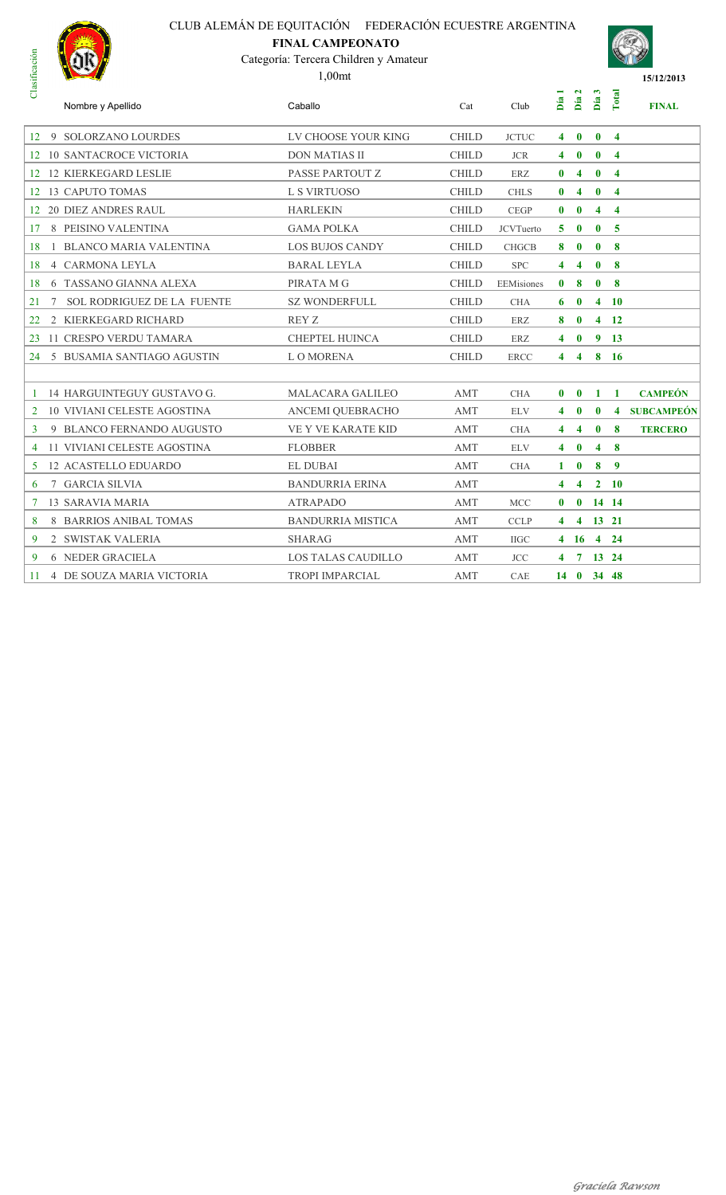CLUB ALEMÁN DE EQUITACIÓN FEDERACIÓN ECUESTRE ARGENTINA

**FINAL CAMPEONATO**

Categoría: Tercera Children y Amateur

1,00mt

**15/12/2013**

| Clasificación | | Nombre y Apellido | Caballo | Cat | Club | Día 1 | Día 2 | Día 3 | Total | FINAL |
|---|---|---|---|---|---|---|---|---|---|---|
| 12 | 9 | SOLORZANO LOURDES | LV CHOOSE YOUR KING | CHILD | JCTUC | 4 | 0 | 0 | 4 | |
| 12 | 10 | SANTACROCE VICTORIA | DON MATIAS II | CHILD | JCR | 4 | 0 | 0 | 4 | |
| 12 | 12 | KIERKEGARD LESLIE | PASSE PARTOUT Z | CHILD | ERZ | 0 | 4 | 0 | 4 | |
| 12 | 13 | CAPUTO TOMAS | L S VIRTUOSO | CHILD | CHLS | 0 | 4 | 0 | 4 | |
| 12 | 20 | DIEZ ANDRES RAUL | HARLEKIN | CHILD | CEGP | 0 | 0 | 4 | 4 | |
| 17 | 8 | PEISINO VALENTINA | GAMA POLKA | CHILD | JCVTuerto | 5 | 0 | 0 | 5 | |
| 18 | 1 | BLANCO MARIA VALENTINA | LOS BUJOS CANDY | CHILD | CHGCB | 8 | 0 | 0 | 8 | |
| 18 | 4 | CARMONA LEYLA | BARAL LEYLA | CHILD | SPC | 4 | 4 | 0 | 8 | |
| 18 | 6 | TASSANO GIANNA ALEXA | PIRATA M G | CHILD | EEMisiones | 0 | 8 | 0 | 8 | |
| 21 | 7 | SOL RODRIGUEZ DE LA FUENTE | SZ WONDERFULL | CHILD | CHA | 6 | 0 | 4 | 10 | |
| 22 | 2 | KIERKEGARD RICHARD | REY Z | CHILD | ERZ | 8 | 0 | 4 | 12 | |
| 23 | 11 | CRESPO VERDU TAMARA | CHEPTEL HUINCA | CHILD | ERZ | 4 | 0 | 9 | 13 | |
| 24 | 5 | BUSAMIA SANTIAGO AGUSTIN | L O MORENA | CHILD | ERCC | 4 | 4 | 8 | 16 | |
| | | | | | | | | | | |
| 1 | 14 | HARGUINTEGUY GUSTAVO G. | MALACARA GALILEO | AMT | CHA | 0 | 0 | 1 | 1 | **CAMPEÓN** |
| 2 | 10 | VIVIANI CELESTE AGOSTINA | ANCEMI QUEBRACHO | AMT | ELV | 4 | 0 | 0 | 4 | **SUBCAMPEÓN** |
| 3 | 9 | BLANCO FERNANDO AUGUSTO | VE Y VE KARATE KID | AMT | CHA | 4 | 4 | 0 | 8 | **TERCERO** |
| 4 | 11 | VIVIANI CELESTE AGOSTINA | FLOBBER | AMT | ELV | 4 | 0 | 4 | 8 | |
| 5 | 12 | ACASTELLO EDUARDO | EL DUBAI | AMT | CHA | 1 | 0 | 8 | 9 | |
| 6 | 7 | GARCIA SILVIA | BANDURRIA ERINA | AMT | | 4 | 4 | 2 | 10 | |
| 7 | 13 | SARAVIA MARIA | ATRAPADO | AMT | MCC | 0 | 0 | 14 | 14 | |
| 8 | 8 | BARRIOS ANIBAL TOMAS | BANDURRIA MISTICA | AMT | CCLP | 4 | 4 | 13 | 21 | |
| 9 | 2 | SWISTAK VALERIA | SHARAG | AMT | IIGC | 4 | 16 | 4 | 24 | |
| 9 | 6 | NEDER GRACIELA | LOS TALAS CAUDILLO | AMT | JCC | 4 | 7 | 13 | 24 | |
| 11 | 4 | DE SOUZA MARIA VICTORIA | TROPI IMPARCIAL | AMT | CAE | 14 | 0 | 34 | 48 | |

*Graciela Rawson*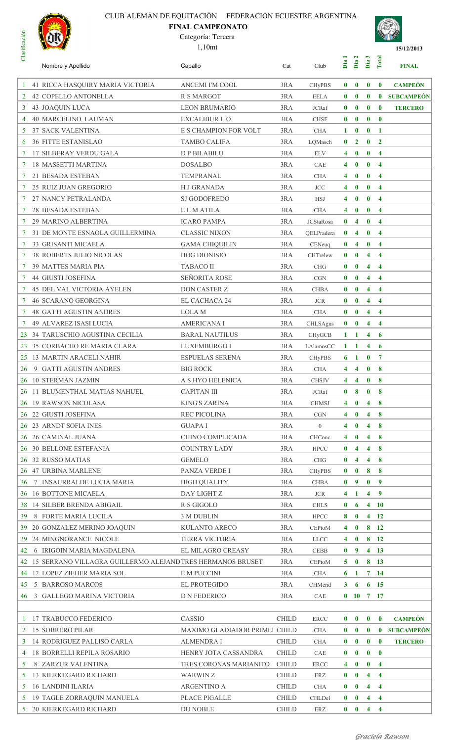CLUB ALEMÁN DE EQUITACIÓN FEDERACIÓN ECUESTRE ARGENTINA

**FINAL CAMPEONATO**

Categoría: Tercera

1,10mt

15/12/2013

| Clasificación | | Nombre y Apellido | Caballo | Cat | Club | Día 1 | Día 2 | Día 3 | Total | FINAL |
|---|---|---|---|---|---|---|---|---|---|---|
| 1 | 41 | RICCA HASQUIRY MARIA VICTORIA | ANCEMI I'M COOL | 3RA | CHyPBS | 0 | 0 | 0 | 0 | CAMPEÓN |
| 2 | 42 | COPELLO ANTONELLA | R S MARGOT | 3RA | EELA | 0 | 0 | 0 | 0 | SUBCAMPEÓN |
| 3 | 43 | JOAQUIN LUCA | LEON BRUMARIO | 3RA | JCRaf | 0 | 0 | 0 | 0 | TERCERO |
| 4 | 40 | MARCELINO LAUMAN | EXCALIBUR L O | 3RA | CHSF | 0 | 0 | 0 | 0 | |
| 5 | 37 | SACK VALENTINA | E S CHAMPION FOR VOLT | 3RA | CHA | 1 | 0 | 0 | 1 | |
| 6 | 36 | FITTE ESTANISLAO | TAMBO CALIFA | 3RA | LQMasch | 0 | 2 | 0 | 2 | |
| 7 | 17 | SILBERAY VERDU GALA | D P BILABILU | 3RA | ELV | 4 | 0 | 0 | 4 | |
| 7 | 18 | MASSETTI MARTINA | DOSALBO | 3RA | CAE | 4 | 0 | 0 | 4 | |
| 7 | 21 | BESADA ESTEBAN | TEMPRANAL | 3RA | CHA | 4 | 0 | 0 | 4 | |
| 7 | 25 | RUIZ JUAN GREGORIO | H J GRANADA | 3RA | JCC | 4 | 0 | 0 | 4 | |
| 7 | 27 | NANCY PETRALANDA | SJ GODOFREDO | 3RA | HSJ | 4 | 0 | 0 | 4 | |
| 7 | 28 | BESADA ESTEBAN | E L M ATILA | 3RA | CHA | 4 | 0 | 0 | 4 | |
| 7 | 29 | MARINO ALBERTINA | ICARO PAMPA | 3RA | JCStaRosa | 0 | 4 | 0 | 4 | |
| 7 | 31 | DE MONTE ESNAOLA GUILLERMINA | CLASSIC NIXON | 3RA | QELPradera | 0 | 4 | 0 | 4 | |
| 7 | 33 | GRISANTI MICAELA | GAMA CHIQUILIN | 3RA | CENeuq | 0 | 4 | 0 | 4 | |
| 7 | 38 | ROBERTS JULIO NICOLAS | HOG DIONISIO | 3RA | CHTrelew | 0 | 0 | 4 | 4 | |
| 7 | 39 | MATTES MARIA PIA | TABACO II | 3RA | CHG | 0 | 0 | 4 | 4 | |
| 7 | 44 | GIUSTI JOSEFINA | SEÑORITA ROSE | 3RA | CGN | 0 | 0 | 4 | 4 | |
| 7 | 45 | DEL VAL VICTORIA AYELEN | DON CASTER Z | 3RA | CHBA | 0 | 0 | 4 | 4 | |
| 7 | 46 | SCARANO GEORGINA | EL CACHAÇA 24 | 3RA | JCR | 0 | 0 | 4 | 4 | |
| 7 | 48 | GATTI AGUSTIN ANDRES | LOLA M | 3RA | CHA | 0 | 0 | 4 | 4 | |
| 7 | 49 | ALVAREZ ISASI LUCIA | AMERICANA I | 3RA | CHLSAgus | 0 | 0 | 4 | 4 | |
| 23 | 34 | TARUSCHIO AGUSTINA CECILIA | BARAL NAUTILUS | 3RA | CHyGCB | 1 | 1 | 4 | 6 | |
| 23 | 35 | CORBACHO RE MARIA CLARA | LUXEMBURGO I | 3RA | LAlamosCC | 1 | 1 | 4 | 6 | |
| 25 | 13 | MARTIN ARACELI NAHIR | ESPUELAS SERENA | 3RA | CHyPBS | 6 | 1 | 0 | 7 | |
| 26 | 9 | GATTI AGUSTIN ANDRES | BIG ROCK | 3RA | CHA | 4 | 4 | 0 | 8 | |
| 26 | 10 | STERMAN JAZMIN | A S HYO HELENICA | 3RA | CHSJV | 4 | 4 | 0 | 8 | |
| 26 | 11 | BLUMENTHAL MATIAS NAHUEL | CAPITAN III | 3RA | JCRaf | 0 | 8 | 0 | 8 | |
| 26 | 19 | RAWSON NICOLASA | KING'S ZARINA | 3RA | CHMSJ | 4 | 0 | 4 | 8 | |
| 26 | 22 | GIUSTI JOSEFINA | REC PICOLINA | 3RA | CGN | 4 | 0 | 4 | 8 | |
| 26 | 23 | ARNDT SOFIA INES | GUAPA I | 3RA | 0 | 4 | 0 | 4 | 8 | |
| 26 | 26 | CAMINAL JUANA | CHINO COMPLICADA | 3RA | CHConc | 4 | 0 | 4 | 8 | |
| 26 | 30 | BELLONE ESTEFANIA | COUNTRY LADY | 3RA | HPCC | 0 | 4 | 4 | 8 | |
| 26 | 32 | RUSSO MATIAS | GEMELO | 3RA | CHG | 0 | 4 | 4 | 8 | |
| 26 | 47 | URBINA MARLENE | PANZA VERDE I | 3RA | CHyPBS | 0 | 0 | 8 | 8 | |
| 36 | 7 | INSAURRALDE LUCIA MARIA | HIGH QUALITY | 3RA | CHBA | 0 | 9 | 0 | 9 | |
| 36 | 16 | BOTTONE MICAELA | DAY LIGHT Z | 3RA | JCR | 4 | 1 | 4 | 9 | |
| 38 | 14 | SILBER BRENDA ABIGAIL | R S GIGOLO | 3RA | CHLS | 0 | 6 | 4 | 10 | |
| 39 | 8 | FORTE MARIA LUCILA | 3 M DUBLIN | 3RA | HPCC | 8 | 0 | 4 | 12 | |
| 39 | 20 | GONZALEZ MERINO JOAQUIN | KULANTO ARECO | 3RA | CEPtoM | 4 | 0 | 8 | 12 | |
| 39 | 24 | MINGNORANCE NICOLE | TERRA VICTORIA | 3RA | LLCC | 4 | 0 | 8 | 12 | |
| 42 | 6 | IRIGOIN MARIA MAGDALENA | EL MILAGRO CREASY | 3RA | CEBB | 0 | 9 | 4 | 13 | |
| 42 | 15 | SERRANO VILLAGRA GUILLERMO ALEJAND | TRES HERMANOS BRUSET | 3RA | CEPtoM | 5 | 0 | 8 | 13 | |
| 44 | 12 | LOPEZ ZIEHER MARIA SOL | E M PUCCINI | 3RA | CHA | 6 | 1 | 7 | 14 | |
| 45 | 5 | BARROSO MARCOS | EL PROTEGIDO | 3RA | CHMend | 3 | 6 | 6 | 15 | |
| 46 | 3 | GALLEGO MARINA VICTORIA | D N FEDERICO | 3RA | CAE | 0 | 10 | 7 | 17 | |
| | | | | | | | | | | |
| 1 | 17 | TRABUCCO FEDERICO | CASSIO | CHILD | ERCC | 0 | 0 | 0 | 0 | CAMPEÓN |
| 2 | 15 | SOBRERO PILAR | MAXIMO GLADIADOR PRIMEI | CHILD | CHA | 0 | 0 | 0 | 0 | SUBCAMPEÓN |
| 3 | 14 | RODRIGUEZ PALLISO CARLA | ALMENDRA I | CHILD | CHA | 0 | 0 | 0 | 0 | TERCERO |
| 4 | 18 | BORRELLI REPILA ROSARIO | HENRY JOTA CASSANDRA | CHILD | CAE | 0 | 0 | 0 | 0 | |
| 5 | 8 | ZARZUR VALENTINA | TRES CORONAS MARIANITO | CHILD | ERCC | 4 | 0 | 0 | 4 | |
| 5 | 13 | KIERKEGARD RICHARD | WARWIN Z | CHILD | ERZ | 0 | 0 | 4 | 4 | |
| 5 | 16 | LANDINI ILARIA | ARGENTINO A | CHILD | CHA | 0 | 0 | 4 | 4 | |
| 5 | 19 | TAGLE ZORRAQUIN MANUELA | PLACE PIGALLE | CHILD | CHLDel | 0 | 0 | 4 | 4 | |
| 5 | 20 | KIERKEGARD RICHARD | DU NOBLE | CHILD | ERZ | 0 | 0 | 4 | 4 | |

*Graciela Rawson*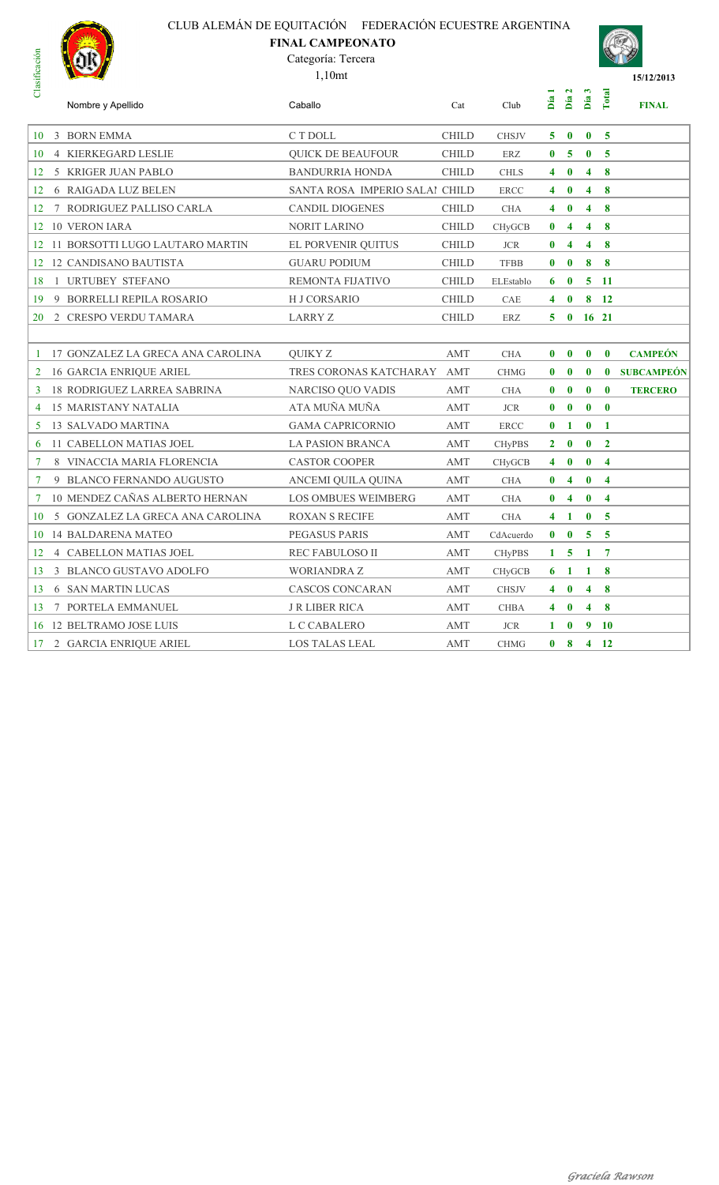CLUB ALEMÁN DE EQUITACIÓN FEDERACIÓN ECUESTRE ARGENTINA

**FINAL CAMPEONATO**

Categoría: Tercera

1,10mt

**15/12/2013**

| Clasificación | | Nombre y Apellido | Caballo | Cat | Club | Dia 1 | Dia 2 | Dia 3 | Total | FINAL |
|---|---|---|---|---|---|---|---|---|---|---|
| 10 | 3 | BORN EMMA | C T DOLL | CHILD | CHSJV | 5 | 0 | 0 | 5 | |
| 10 | 4 | KIERKEGARD LESLIE | QUICK DE BEAUFOUR | CHILD | ERZ | 0 | 5 | 0 | 5 | |
| 12 | 5 | KRIGER JUAN PABLO | BANDURRIA HONDA | CHILD | CHLS | 4 | 0 | 4 | 8 | |
| 12 | 6 | RAIGADA LUZ BELEN | SANTA ROSA IMPERIO SALA! | CHILD | ERCC | 4 | 0 | 4 | 8 | |
| 12 | 7 | RODRIGUEZ PALLISO CARLA | CANDIL DIOGENES | CHILD | CHA | 4 | 0 | 4 | 8 | |
| 12 | 10 | VERON IARA | NORIT LARINO | CHILD | CHyGCB | 0 | 4 | 4 | 8 | |
| 12 | 11 | BORSOTTI LUGO LAUTARO MARTIN | EL PORVENIR QUITUS | CHILD | JCR | 0 | 4 | 4 | 8 | |
| 12 | 12 | CANDISANO BAUTISTA | GUARU PODIUM | CHILD | TFBB | 0 | 0 | 8 | 8 | |
| 18 | 1 | URTUBEY STEFANO | REMONTA FIJATIVO | CHILD | ELEstablo | 6 | 0 | 5 | 11 | |
| 19 | 9 | BORRELLI REPILA ROSARIO | H J CORSARIO | CHILD | CAE | 4 | 0 | 8 | 12 | |
| 20 | 2 | CRESPO VERDU TAMARA | LARRY Z | CHILD | ERZ | 5 | 0 | 16 | 21 | |
| | | | | | | | | | | |
| 1 | 17 | GONZALEZ LA GRECA ANA CAROLINA | QUIKY Z | AMT | CHA | 0 | 0 | 0 | 0 | **CAMPEÓN** |
| 2 | 16 | GARCIA ENRIQUE ARIEL | TRES CORONAS KATCHARAY | AMT | CHMG | 0 | 0 | 0 | 0 | **SUBCAMPEÓN** |
| 3 | 18 | RODRIGUEZ LARREA SABRINA | NARCISO QUO VADIS | AMT | CHA | 0 | 0 | 0 | 0 | **TERCERO** |
| 4 | 15 | MARISTANY NATALIA | ATA MUÑA MUÑA | AMT | JCR | 0 | 0 | 0 | 0 | |
| 5 | 13 | SALVADO MARTINA | GAMA CAPRICORNIO | AMT | ERCC | 0 | 1 | 0 | 1 | |
| 6 | 11 | CABELLON MATIAS JOEL | LA PASION BRANCA | AMT | CHyPBS | 2 | 0 | 0 | 2 | |
| 7 | 8 | VINACCIA MARIA FLORENCIA | CASTOR COOPER | AMT | CHyGCB | 4 | 0 | 0 | 4 | |
| 7 | 9 | BLANCO FERNANDO AUGUSTO | ANCEMI QUILA QUINA | AMT | CHA | 0 | 4 | 0 | 4 | |
| 7 | 10 | MENDEZ CAÑAS ALBERTO HERNAN | LOS OMBUES WEIMBERG | AMT | CHA | 0 | 4 | 0 | 4 | |
| 10 | 5 | GONZALEZ LA GRECA ANA CAROLINA | ROXAN S RECIFE | AMT | CHA | 4 | 1 | 0 | 5 | |
| 10 | 14 | BALDARENA MATEO | PEGASUS PARIS | AMT | CdAcuerdo | 0 | 0 | 5 | 5 | |
| 12 | 4 | CABELLON MATIAS JOEL | REC FABULOSO II | AMT | CHyPBS | 1 | 5 | 1 | 7 | |
| 13 | 3 | BLANCO GUSTAVO ADOLFO | WORIANDRA Z | AMT | CHyGCB | 6 | 1 | 1 | 8 | |
| 13 | 6 | SAN MARTIN LUCAS | CASCOS CONCARAN | AMT | CHSJV | 4 | 0 | 4 | 8 | |
| 13 | 7 | PORTELA EMMANUEL | J R LIBER RICA | AMT | CHBA | 4 | 0 | 4 | 8 | |
| 16 | 12 | BELTRAMO JOSE LUIS | L C CABALERO | AMT | JCR | 1 | 0 | 9 | 10 | |
| 17 | 2 | GARCIA ENRIQUE ARIEL | LOS TALAS LEAL | AMT | CHMG | 0 | 8 | 4 | 12 | |

*Graciela Rawson*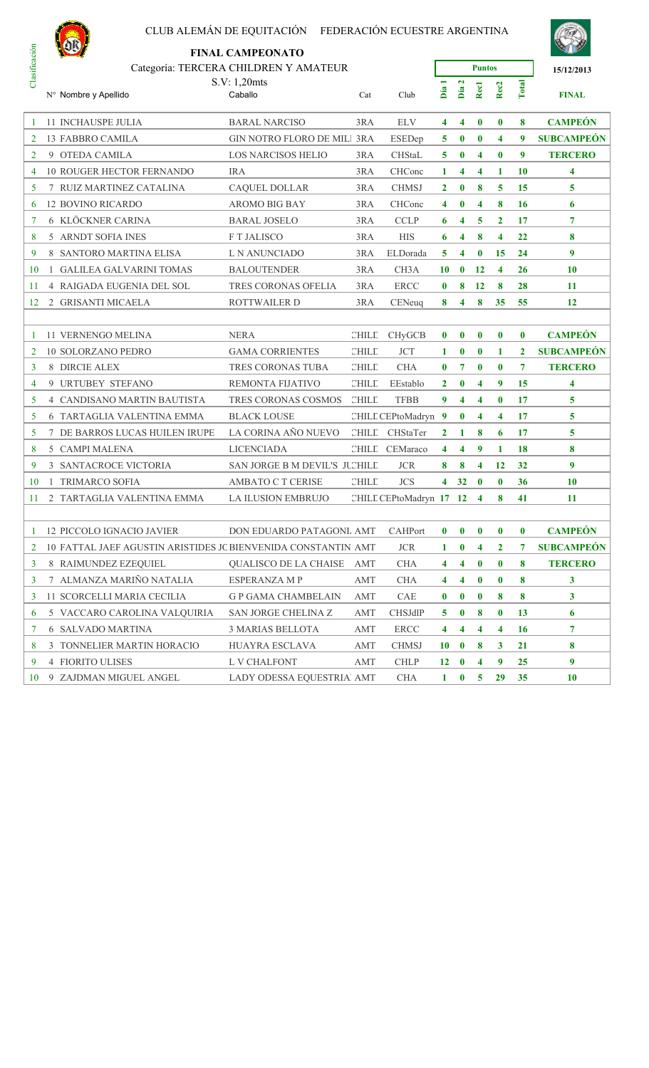CLUB ALEMÁN DE EQUITACIÓN FEDERACIÓN ECUESTRE ARGENTINA

**FINAL CAMPEONATO**

Categoría: TERCERA CHILDREN Y AMATEUR

S.V: 1,20mts

15/12/2013

| Clasificación | N° Nombre y Apellido | Caballo | Cat | Club | Dia 1 | Dia 2 | Rec1 | Rec2 | Total | FINAL |
|---|---|---|---|---|---|---|---|---|---|---|
| 1 | 11 INCHAUSPE JULIA | BARAL NARCISO | 3RA | ELV | 4 | 4 | 0 | 0 | 8 | CAMPEÓN |
| 2 | 13 FABBRO CAMILA | GIN NOTRO FLORO DE MILI | 3RA | ESEDep | 5 | 0 | 0 | 4 | 9 | SUBCAMPEÓN |
| 2 | 9 OTEDA CAMILA | LOS NARCISOS HELIO | 3RA | CHStaL | 5 | 0 | 4 | 0 | 9 | TERCERO |
| 4 | 10 ROUGER HECTOR FERNANDO | IRA | 3RA | CHConc | 1 | 4 | 4 | 1 | 10 | 4 |
| 5 | 7 RUIZ MARTINEZ CATALINA | CAQUEL DOLLAR | 3RA | CHMSJ | 2 | 0 | 8 | 5 | 15 | 5 |
| 6 | 12 BOVINO RICARDO | AROMO BIG BAY | 3RA | CHConc | 4 | 0 | 4 | 8 | 16 | 6 |
| 7 | 6 KLÖCKNER CARINA | BARAL JOSELO | 3RA | CCLP | 6 | 4 | 5 | 2 | 17 | 7 |
| 8 | 5 ARNDT SOFIA INES | F T JALISCO | 3RA | HIS | 6 | 4 | 8 | 4 | 22 | 8 |
| 9 | 8 SANTORO MARTINA ELISA | L N ANUNCIADO | 3RA | ELDorada | 5 | 4 | 0 | 15 | 24 | 9 |
| 10 | 1 GALILEA GALVARINI TOMAS | BALOUTENDER | 3RA | CH3A | 10 | 0 | 12 | 4 | 26 | 10 |
| 11 | 4 RAIGADA EUGENIA DEL SOL | TRES CORONAS OFELIA | 3RA | ERCC | 0 | 8 | 12 | 8 | 28 | 11 |
| 12 | 2 GRISANTI MICAELA | ROTTWAILER D | 3RA | CENeuq | 8 | 4 | 8 | 35 | 55 | 12 |
| | | | | | | | | | | |
| 1 | 11 VERNENGO MELINA | NERA | CHILD | CHyGCB | 0 | 0 | 0 | 0 | 0 | CAMPEÓN |
| 2 | 10 SOLORZANO PEDRO | GAMA CORRIENTES | CHILD | JCT | 1 | 0 | 0 | 1 | 2 | SUBCAMPEÓN |
| 3 | 8 DIRCIE ALEX | TRES CORONAS TUBA | CHILD | CHA | 0 | 7 | 0 | 0 | 7 | TERCERO |
| 4 | 9 URTUBEY STEFANO | REMONTA FIJATIVO | CHILD | EEstablo | 2 | 0 | 4 | 9 | 15 | 4 |
| 5 | 4 CANDISANO MARTIN BAUTISTA | TRES CORONAS COSMOS | CHILD | TFBB | 9 | 4 | 4 | 0 | 17 | 5 |
| 5 | 6 TARTAGLIA VALENTINA EMMA | BLACK LOUSE | CHILD | CEPtoMadryn | 9 | 0 | 4 | 4 | 17 | 5 |
| 5 | 7 DE BARROS LUCAS HUILEN IRUPE | LA CORINA AÑO NUEVO | CHILD | CHStaTer | 2 | 1 | 8 | 6 | 17 | 5 |
| 8 | 5 CAMPI MALENA | LICENCIADA | CHILD | CEMaraco | 4 | 4 | 9 | 1 | 18 | 8 |
| 9 | 3 SANTACROCE VICTORIA | SAN JORGE B M DEVIL'S JU | CHILD | JCR | 8 | 8 | 4 | 12 | 32 | 9 |
| 10 | 1 TRIMARCO SOFIA | AMBATO C T CERISE | CHILD | JCS | 4 | 32 | 0 | 0 | 36 | 10 |
| 11 | 2 TARTAGLIA VALENTINA EMMA | LA ILUSION EMBRUJO | CHILD | CEPtoMadryn | 17 | 12 | 4 | 8 | 41 | 11 |
| | | | | | | | | | | |
| 1 | 12 PICCOLO IGNACIO JAVIER | DON EDUARDO PATAGONI | AMT | CAHPort | 0 | 0 | 0 | 0 | 0 | CAMPEÓN |
| 2 | 10 FATTAL JAEF AGUSTIN ARISTIDES JC | BIENVENIDA CONSTANTIN | AMT | JCR | 1 | 0 | 4 | 2 | 7 | SUBCAMPEÓN |
| 3 | 8 RAIMUNDEZ EZEQUIEL | QUALISCO DE LA CHAISE | AMT | CHA | 4 | 4 | 0 | 0 | 8 | TERCERO |
| 3 | 7 ALMANZA MARIÑO NATALIA | ESPERANZA M P | AMT | CHA | 4 | 4 | 0 | 0 | 8 | 3 |
| 3 | 11 SCORCELLI MARIA CECILIA | G P GAMA CHAMBELAIN | AMT | CAE | 0 | 0 | 0 | 8 | 8 | 3 |
| 6 | 5 VACCARO CAROLINA VALQUIRIA | SAN JORGE CHELINA Z | AMT | CHSJdlP | 5 | 0 | 8 | 0 | 13 | 6 |
| 7 | 6 SALVADO MARTINA | 3 MARIAS BELLOTA | AMT | ERCC | 4 | 4 | 4 | 4 | 16 | 7 |
| 8 | 3 TONNELIER MARTIN HORACIO | HUAYRA ESCLAVA | AMT | CHMSJ | 10 | 0 | 8 | 3 | 21 | 8 |
| 9 | 4 FIORITO ULISES | L V CHALFONT | AMT | CHLP | 12 | 0 | 4 | 9 | 25 | 9 |
| 10 | 9 ZAJDMAN MIGUEL ANGEL | LADY ODESSA EQUESTRIA | AMT | CHA | 1 | 0 | 5 | 29 | 35 | 10 |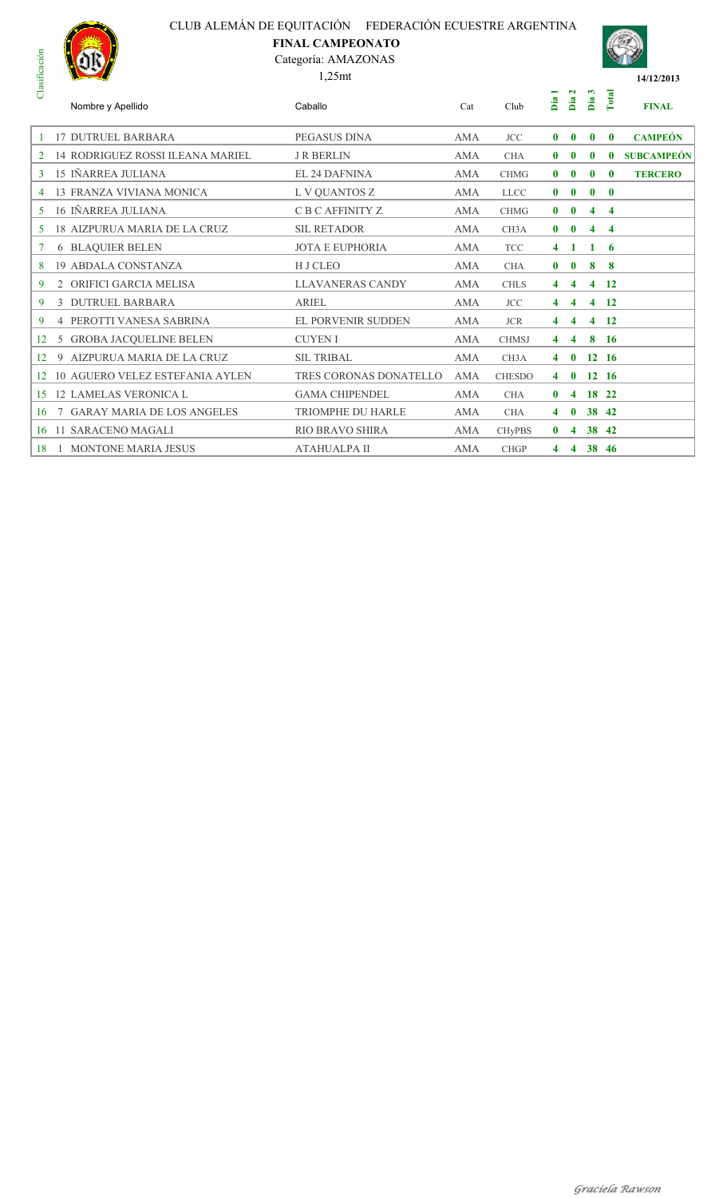CLUB ALEMÁN DE EQUITACIÓN FEDERACIÓN ECUESTRE ARGENTINA

**FINAL CAMPEONATO**

Categoría: AMAZONAS

1,25mt

**14/12/2013**

| Clasificación | | Nombre y Apellido | Caballo | Cat | Club | Dia 1 | Dia 2 | Dia 3 | Total | FINAL |
|---|---|---|---|---|---|---|---|---|---|---|
| 1 | 17 | DUTRUEL BARBARA | PEGASUS DINA | AMA | JCC | **0** | **0** | **0** | **0** | **CAMPEÓN** |
| 2 | 14 | RODRIGUEZ ROSSI ILEANA MARIEL | J R BERLIN | AMA | CHA | **0** | **0** | **0** | **0** | **SUBCAMPEÓN** |
| 3 | 15 | IÑARREA JULIANA | EL 24 DAFNINA | AMA | CHMG | **0** | **0** | **0** | **0** | **TERCERO** |
| 4 | 13 | FRANZA VIVIANA MONICA | L V QUANTOS Z | AMA | LLCC | **0** | **0** | **0** | **0** | |
| 5 | 16 | IÑARREA JULIANA | C B C AFFINITY Z | AMA | CHMG | **0** | **0** | **4** | **4** | |
| 5 | 18 | AIZPURUA MARIA DE LA CRUZ | SIL RETADOR | AMA | CH3A | **0** | **0** | **4** | **4** | |
| 7 | 6 | BLAQUIER BELEN | JOTA E EUPHORIA | AMA | TCC | **4** | **1** | **1** | **6** | |
| 8 | 19 | ABDALA CONSTANZA | H J CLEO | AMA | CHA | **0** | **0** | **8** | **8** | |
| 9 | 2 | ORIFICI GARCIA MELISA | LLAVANERAS CANDY | AMA | CHLS | **4** | **4** | **4** | **12** | |
| 9 | 3 | DUTRUEL BARBARA | ARIEL | AMA | JCC | **4** | **4** | **4** | **12** | |
| 9 | 4 | PEROTTI VANESA SABRINA | EL PORVENIR SUDDEN | AMA | JCR | **4** | **4** | **4** | **12** | |
| 12 | 5 | GROBA JACQUELINE BELEN | CUYEN I | AMA | CHMSJ | **4** | **4** | **8** | **16** | |
| 12 | 9 | AIZPURUA MARIA DE LA CRUZ | SIL TRIBAL | AMA | CH3A | **4** | **0** | **12** | **16** | |
| 12 | 10 | AGUERO VELEZ ESTEFANIA AYLEN | TRES CORONAS DONATELLO | AMA | CHESDO | **4** | **0** | **12** | **16** | |
| 15 | 12 | LAMELAS VERONICA L | GAMA CHIPENDEL | AMA | CHA | **0** | **4** | **18** | **22** | |
| 16 | 7 | GARAY MARIA DE LOS ANGELES | TRIOMPHE DU HARLE | AMA | CHA | **4** | **0** | **38** | **42** | |
| 16 | 11 | SARACENO MAGALI | RIO BRAVO SHIRA | AMA | CHyPBS | **0** | **4** | **38** | **42** | |
| 18 | 1 | MONTONE MARIA JESUS | ATAHUALPA II | AMA | CHGP | **4** | **4** | **38** | **46** | |

*Graciela Rawson*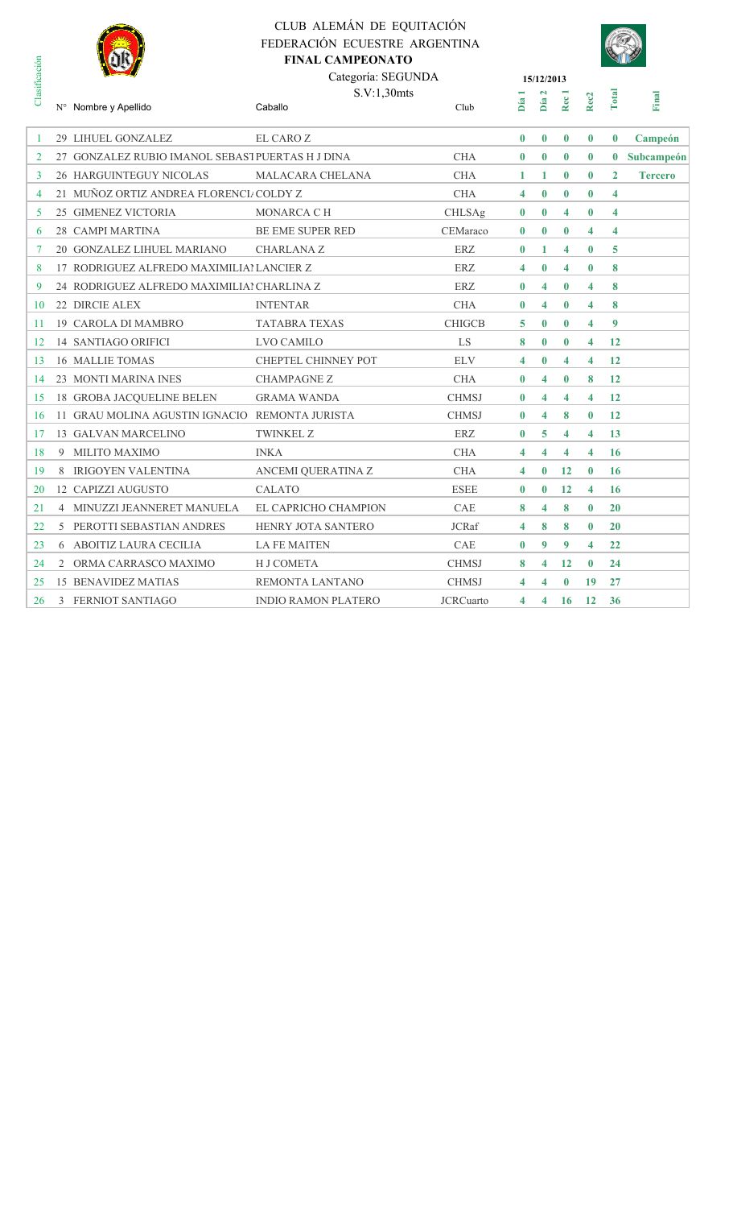CLUB ALEMÁN DE EQUITACIÓN

FEDERACIÓN ECUESTRE ARGENTINA

**FINAL CAMPEONATO**

Categoría: SEGUNDA

S.V:1,30mts

**15/12/2013**

| Clasificación | N° | Nombre y Apellido | Caballo | Club | Día 1 | Día 2 | Rec 1 | Rec2 | Total | Final |
|---|---|---|---|---|---|---|---|---|---|---|
| 1 | 29 | LIHUEL GONZALEZ | EL CARO Z | | 0 | 0 | 0 | 0 | 0 | Campeón |
| 2 | 27 | GONZALEZ RUBIO IMANOL SEBASTI | PUERTAS H J DINA | CHA | 0 | 0 | 0 | 0 | 0 | Subcampeón |
| 3 | 26 | HARGUINTEGUY NICOLAS | MALACARA CHELANA | CHA | 1 | 1 | 0 | 0 | 2 | Tercero |
| 4 | 21 | MUÑOZ ORTIZ ANDREA FLORENCI | COLDY Z | CHA | 4 | 0 | 0 | 0 | 4 | |
| 5 | 25 | GIMENEZ VICTORIA | MONARCA C H | CHLSAg | 0 | 0 | 4 | 0 | 4 | |
| 6 | 28 | CAMPI MARTINA | BE EME SUPER RED | CEMaraco | 0 | 0 | 0 | 4 | 4 | |
| 7 | 20 | GONZALEZ LIHUEL MARIANO | CHARLANA Z | ERZ | 0 | 1 | 4 | 0 | 5 | |
| 8 | 17 | RODRIGUEZ ALFREDO MAXIMILIAI | LANCIER Z | ERZ | 4 | 0 | 4 | 0 | 8 | |
| 9 | 24 | RODRIGUEZ ALFREDO MAXIMILIAI | CHARLINA Z | ERZ | 0 | 4 | 0 | 4 | 8 | |
| 10 | 22 | DIRCIE ALEX | INTENTAR | CHA | 0 | 4 | 0 | 4 | 8 | |
| 11 | 19 | CAROLA DI MAMBRO | TATABRA TEXAS | CHIGCB | 5 | 0 | 0 | 4 | 9 | |
| 12 | 14 | SANTIAGO ORIFICI | LVO CAMILO | LS | 8 | 0 | 0 | 4 | 12 | |
| 13 | 16 | MALLIE TOMAS | CHEPTEL CHINNEY POT | ELV | 4 | 0 | 4 | 4 | 12 | |
| 14 | 23 | MONTI MARINA INES | CHAMPAGNE Z | CHA | 0 | 4 | 0 | 8 | 12 | |
| 15 | 18 | GROBA JACQUELINE BELEN | GRAMA WANDA | CHMSJ | 0 | 4 | 4 | 4 | 12 | |
| 16 | 11 | GRAU MOLINA AGUSTIN IGNACIO | REMONTA JURISTA | CHMSJ | 0 | 4 | 8 | 0 | 12 | |
| 17 | 13 | GALVAN MARCELINO | TWINKEL Z | ERZ | 0 | 5 | 4 | 4 | 13 | |
| 18 | 9 | MILITO MAXIMO | INKA | CHA | 4 | 4 | 4 | 4 | 16 | |
| 19 | 8 | IRIGOYEN VALENTINA | ANCEMI QUERATINA Z | CHA | 4 | 0 | 12 | 0 | 16 | |
| 20 | 12 | CAPIZZI AUGUSTO | CALATO | ESEE | 0 | 0 | 12 | 4 | 16 | |
| 21 | 4 | MINUZZI JEANNERET MANUELA | EL CAPRICHO CHAMPION | CAE | 8 | 4 | 8 | 0 | 20 | |
| 22 | 5 | PEROTTI SEBASTIAN ANDRES | HENRY JOTA SANTERO | JCRaf | 4 | 8 | 8 | 0 | 20 | |
| 23 | 6 | ABOITIZ LAURA CECILIA | LA FE MAITEN | CAE | 0 | 9 | 9 | 4 | 22 | |
| 24 | 2 | ORMA CARRASCO MAXIMO | H J COMETA | CHMSJ | 8 | 4 | 12 | 0 | 24 | |
| 25 | 15 | BENAVIDEZ MATIAS | REMONTA LANTANO | CHMSJ | 4 | 4 | 0 | 19 | 27 | |
| 26 | 3 | FERNIOT SANTIAGO | INDIO RAMON PLATERO | JCRCuarto | 4 | 4 | 16 | 12 | 36 | |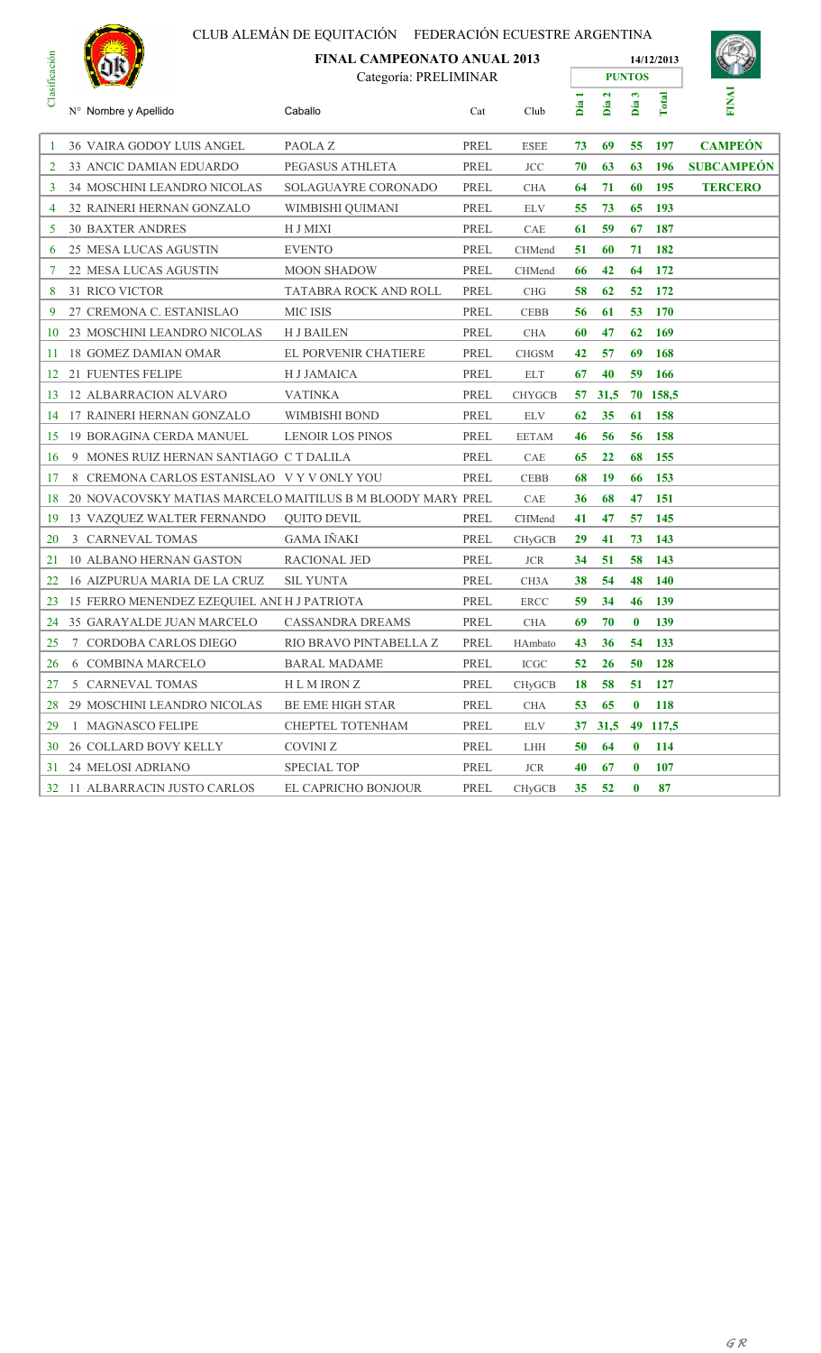CLUB ALEMÁN DE EQUITACIÓN FEDERACIÓN ECUESTRE ARGENTINA

**FINAL CAMPEONATO ANUAL 2013**

Categoría: PRELIMINAR

**14/12/2013**

| Clasificación | N° | Nombre y Apellido | Caballo | Cat | Club | Día 1 | Día 2 | Día 3 | Total | FINAL |
|---|---|---|---|---|---|---|---|---|---|---|
| | | | | | | PUNTOS | | | | |
| 1 | 36 | VAIRA GODOY LUIS ANGEL | PAOLA Z | PREL | ESEE | 73 | 69 | 55 | 197 | CAMPEÓN |
| 2 | 33 | ANCIC DAMIAN EDUARDO | PEGASUS ATHLETA | PREL | JCC | 70 | 63 | 63 | 196 | SUBCAMPEÓN |
| 3 | 34 | MOSCHINI LEANDRO NICOLAS | SOLAGUAYRE CORONADO | PREL | CHA | 64 | 71 | 60 | 195 | TERCERO |
| 4 | 32 | RAINERI HERNAN GONZALO | WIMBISHI QUIMANI | PREL | ELV | 55 | 73 | 65 | 193 | |
| 5 | 30 | BAXTER ANDRES | H J MIXI | PREL | CAE | 61 | 59 | 67 | 187 | |
| 6 | 25 | MESA LUCAS AGUSTIN | EVENTO | PREL | CHMend | 51 | 60 | 71 | 182 | |
| 7 | 22 | MESA LUCAS AGUSTIN | MOON SHADOW | PREL | CHMend | 66 | 42 | 64 | 172 | |
| 8 | 31 | RICO VICTOR | TATABRA ROCK AND ROLL | PREL | CHG | 58 | 62 | 52 | 172 | |
| 9 | 27 | CREMONA C. ESTANISLAO | MIC ISIS | PREL | CEBB | 56 | 61 | 53 | 170 | |
| 10 | 23 | MOSCHINI LEANDRO NICOLAS | H J BAILEN | PREL | CHA | 60 | 47 | 62 | 169 | |
| 11 | 18 | GOMEZ DAMIAN OMAR | EL PORVENIR CHATIERE | PREL | CHGSM | 42 | 57 | 69 | 168 | |
| 12 | 21 | FUENTES FELIPE | H J JAMAICA | PREL | ELT | 67 | 40 | 59 | 166 | |
| 13 | 12 | ALBARRACION ALVARO | VATINKA | PREL | CHYGCB | 57 | 31,5 | 70 | 158,5 | |
| 14 | 17 | RAINERI HERNAN GONZALO | WIMBISHI BOND | PREL | ELV | 62 | 35 | 61 | 158 | |
| 15 | 19 | BORAGINA CERDA MANUEL | LENOIR LOS PINOS | PREL | EETAM | 46 | 56 | 56 | 158 | |
| 16 | 9 | MONES RUIZ HERNAN SANTIAGO | C T DALILA | PREL | CAE | 65 | 22 | 68 | 155 | |
| 17 | 8 | CREMONA CARLOS ESTANISLAO | V Y V ONLY YOU | PREL | CEBB | 68 | 19 | 66 | 153 | |
| 18 | 20 | NOVACOVSKY MATIAS MARCELO | MAITILUS B M BLOODY MARY | PREL | CAE | 36 | 68 | 47 | 151 | |
| 19 | 13 | VAZQUEZ WALTER FERNANDO | QUITO DEVIL | PREL | CHMend | 41 | 47 | 57 | 145 | |
| 20 | 3 | CARNEVAL TOMAS | GAMA IÑAKI | PREL | CHyGCB | 29 | 41 | 73 | 143 | |
| 21 | 10 | ALBANO HERNAN GASTON | RACIONAL JED | PREL | JCR | 34 | 51 | 58 | 143 | |
| 22 | 16 | AIZPURUA MARIA DE LA CRUZ | SIL YUNTA | PREL | CH3A | 38 | 54 | 48 | 140 | |
| 23 | 15 | FERRO MENENDEZ EZEQUIEL ANI | H J PATRIOTA | PREL | ERCC | 59 | 34 | 46 | 139 | |
| 24 | 35 | GARAYALDE JUAN MARCELO | CASSANDRA DREAMS | PREL | CHA | 69 | 70 | 0 | 139 | |
| 25 | 7 | CORDOBA CARLOS DIEGO | RIO BRAVO PINTABELLA Z | PREL | HAmbato | 43 | 36 | 54 | 133 | |
| 26 | 6 | COMBINA MARCELO | BARAL MADAME | PREL | ICGC | 52 | 26 | 50 | 128 | |
| 27 | 5 | CARNEVAL TOMAS | H L M IRON Z | PREL | CHyGCB | 18 | 58 | 51 | 127 | |
| 28 | 29 | MOSCHINI LEANDRO NICOLAS | BE EME HIGH STAR | PREL | CHA | 53 | 65 | 0 | 118 | |
| 29 | 1 | MAGNASCO FELIPE | CHEPTEL TOTENHAM | PREL | ELV | 37 | 31,5 | 49 | 117,5 | |
| 30 | 26 | COLLARD BOVY KELLY | COVINI Z | PREL | LHH | 50 | 64 | 0 | 114 | |
| 31 | 24 | MELOSI ADRIANO | SPECIAL TOP | PREL | JCR | 40 | 67 | 0 | 107 | |
| 32 | 11 | ALBARRACIN JUSTO CARLOS | EL CAPRICHO BONJOUR | PREL | CHyGCB | 35 | 52 | 0 | 87 | |

*GR*